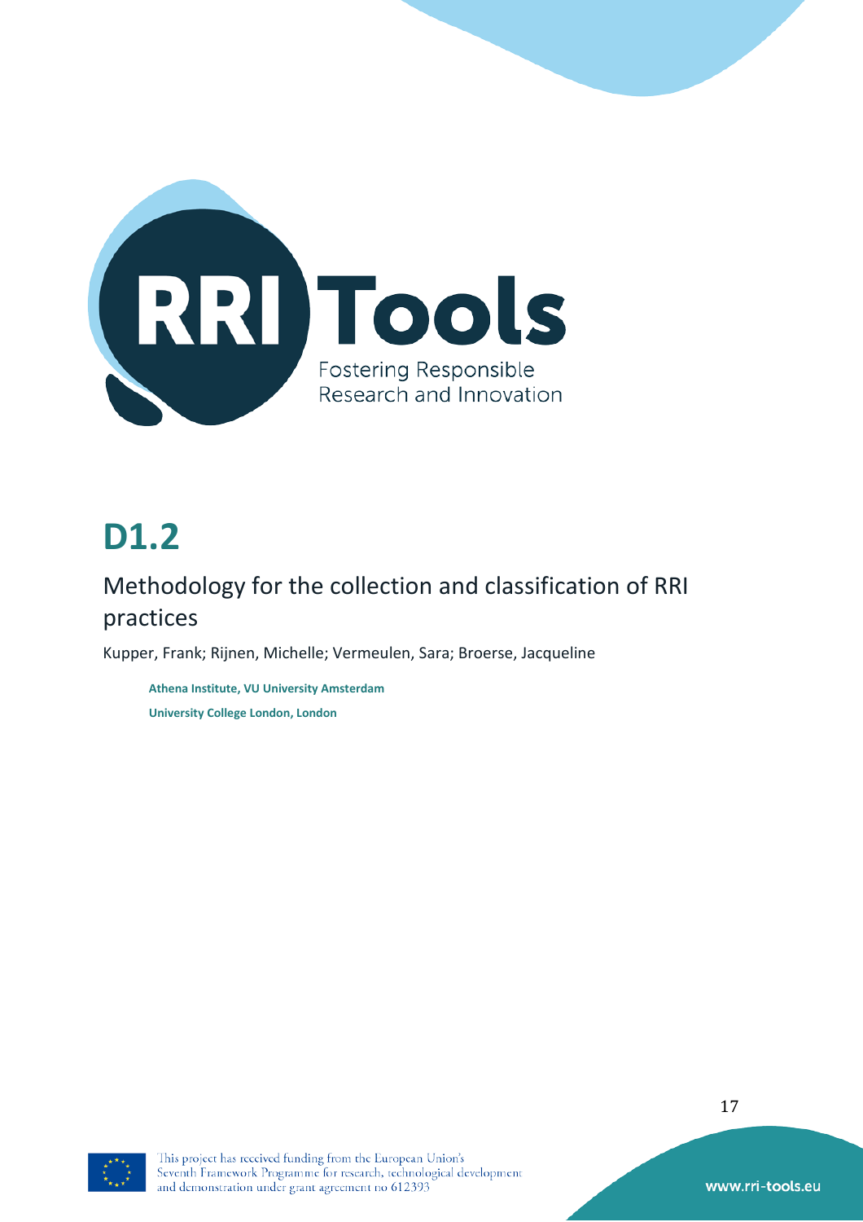# D1.2

## Methodology for the collection and classification of RRI practices

Kupper, Frank; Rijnen, Michelle; Vermeulen, Sara; Broerse, Jacqueline

**Athena Institute, VU University Amsterdam**

**University College London, London**

This project has received funding from the European Union's Seventh Framework Programme for research, technological development and demonstration under grant agreement no 612393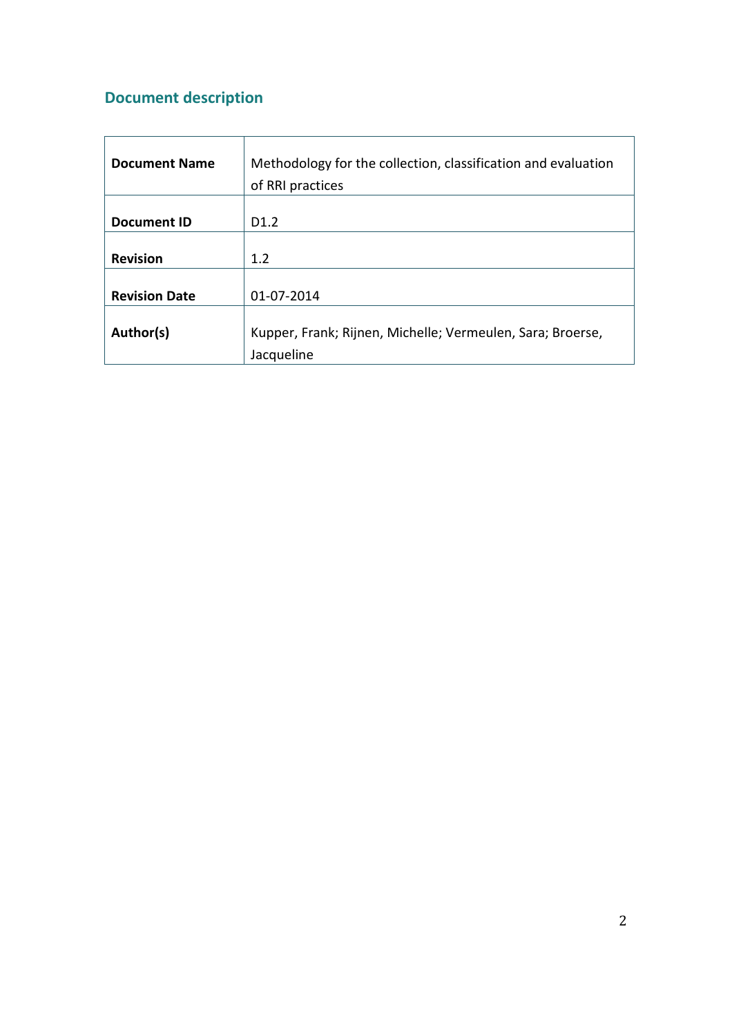## Document description

| | |
|---|---|
| **Document Name** | Methodology for the collection, classification and evaluation of RRI practices |
| **Document ID** | D1.2 |
| **Revision** | 1.2 |
| **Revision Date** | 01-07-2014 |
| **Author(s)** | Kupper, Frank; Rijnen, Michelle; Vermeulen, Sara; Broerse, Jacqueline |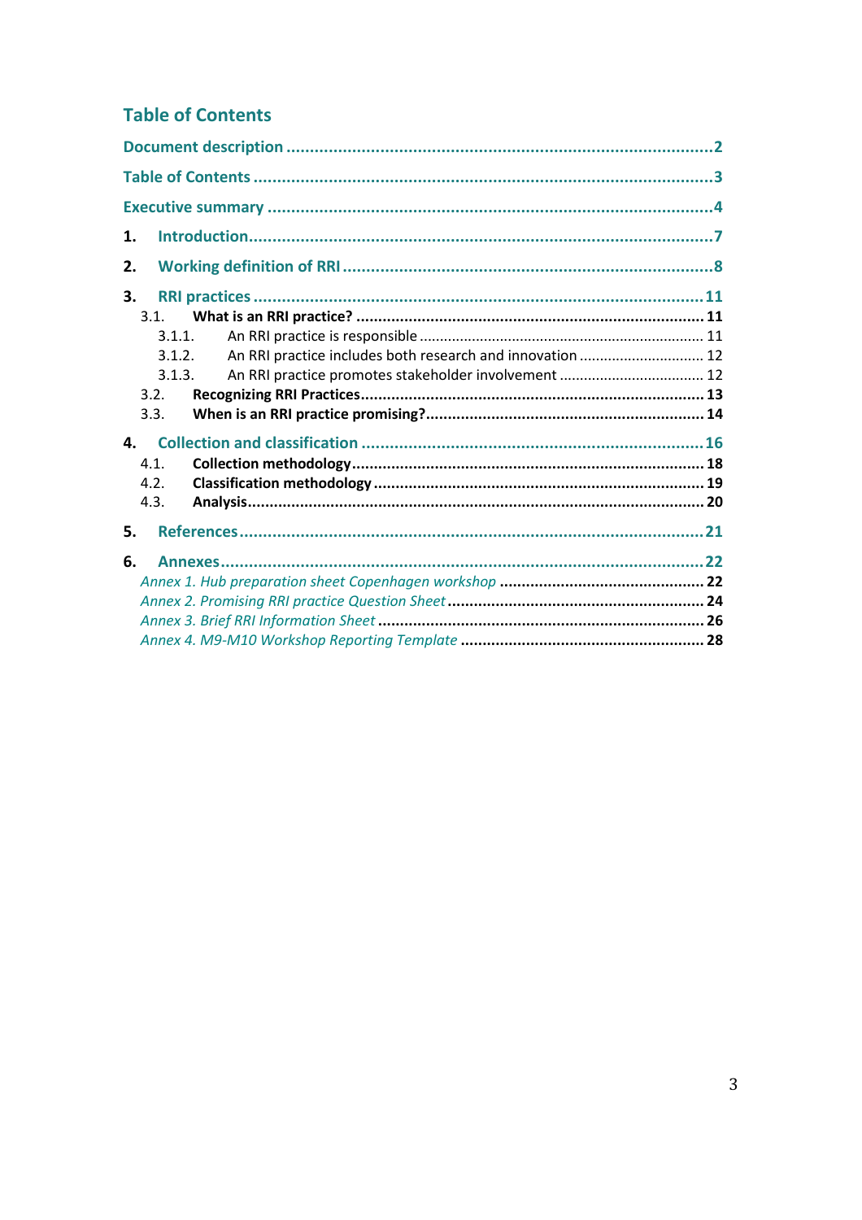## Table of Contents

Document description ..... 2

Table of Contents ..... 3

Executive summary ..... 4

1. Introduction ..... 7

2. Working definition of RRI ..... 8

3. RRI practices ..... 11
   - 3.1. **What is an RRI practice?** ..... 11
     - 3.1.1. An RRI practice is responsible ..... 11
     - 3.1.2. An RRI practice includes both research and innovation ..... 12
     - 3.1.3. An RRI practice promotes stakeholder involvement ..... 12
   - 3.2. **Recognizing RRI Practices** ..... 13
   - 3.3. **When is an RRI practice promising?** ..... 14

4. Collection and classification ..... 16
   - 4.1. **Collection methodology** ..... 18
   - 4.2. **Classification methodology** ..... 19
   - 4.3. **Analysis** ..... 20

5. References ..... 21

6. Annexes ..... 22
   - *Annex 1. Hub preparation sheet Copenhagen workshop* ..... 22
   - *Annex 2. Promising RRI practice Question Sheet* ..... 24
   - *Annex 3. Brief RRI Information Sheet* ..... 26
   - *Annex 4. M9-M10 Workshop Reporting Template* ..... 28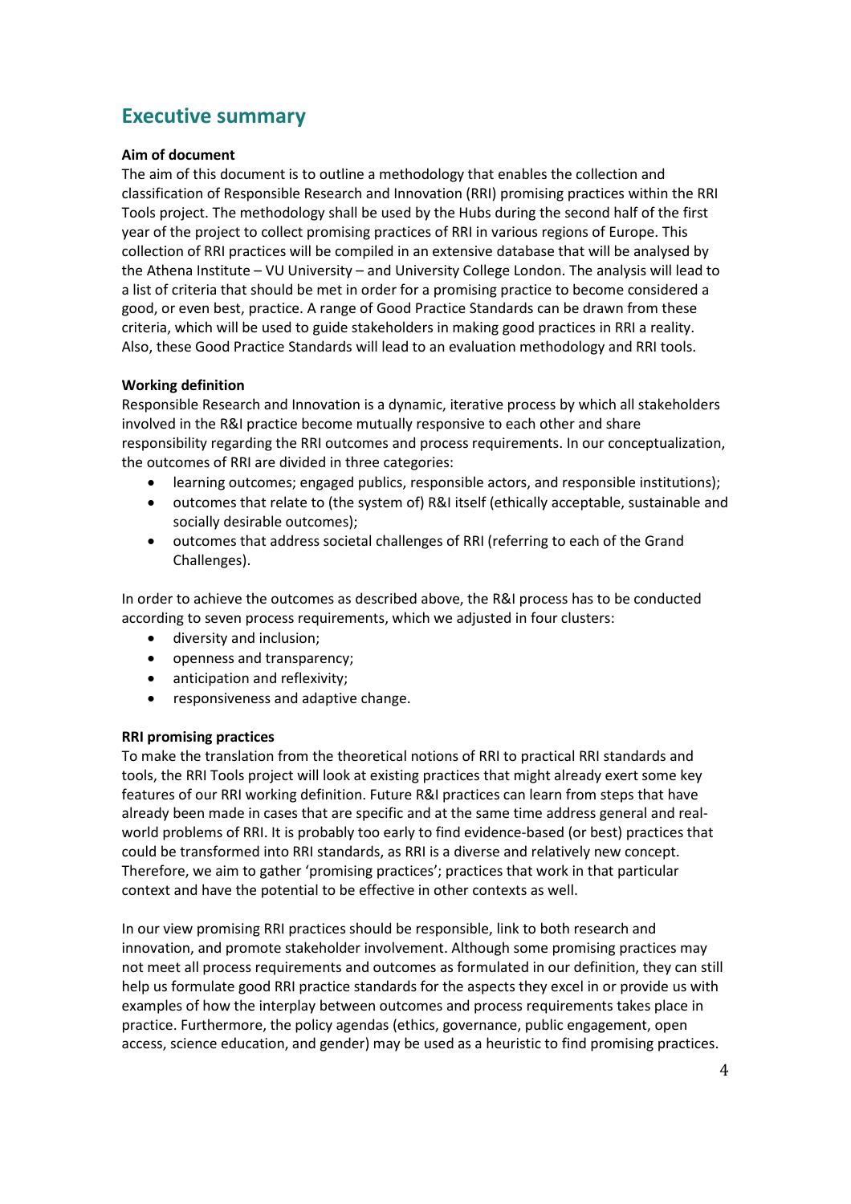# Executive summary

**Aim of document**

The aim of this document is to outline a methodology that enables the collection and classification of Responsible Research and Innovation (RRI) promising practices within the RRI Tools project. The methodology shall be used by the Hubs during the second half of the first year of the project to collect promising practices of RRI in various regions of Europe. This collection of RRI practices will be compiled in an extensive database that will be analysed by the Athena Institute – VU University – and University College London. The analysis will lead to a list of criteria that should be met in order for a promising practice to become considered a good, or even best, practice. A range of Good Practice Standards can be drawn from these criteria, which will be used to guide stakeholders in making good practices in RRI a reality. Also, these Good Practice Standards will lead to an evaluation methodology and RRI tools.

**Working definition**

Responsible Research and Innovation is a dynamic, iterative process by which all stakeholders involved in the R&I practice become mutually responsive to each other and share responsibility regarding the RRI outcomes and process requirements. In our conceptualization, the outcomes of RRI are divided in three categories:

- learning outcomes; engaged publics, responsible actors, and responsible institutions);
- outcomes that relate to (the system of) R&I itself (ethically acceptable, sustainable and socially desirable outcomes);
- outcomes that address societal challenges of RRI (referring to each of the Grand Challenges).

In order to achieve the outcomes as described above, the R&I process has to be conducted according to seven process requirements, which we adjusted in four clusters:

- diversity and inclusion;
- openness and transparency;
- anticipation and reflexivity;
- responsiveness and adaptive change.

**RRI promising practices**

To make the translation from the theoretical notions of RRI to practical RRI standards and tools, the RRI Tools project will look at existing practices that might already exert some key features of our RRI working definition. Future R&I practices can learn from steps that have already been made in cases that are specific and at the same time address general and real-world problems of RRI. It is probably too early to find evidence-based (or best) practices that could be transformed into RRI standards, as RRI is a diverse and relatively new concept. Therefore, we aim to gather 'promising practices'; practices that work in that particular context and have the potential to be effective in other contexts as well.

In our view promising RRI practices should be responsible, link to both research and innovation, and promote stakeholder involvement. Although some promising practices may not meet all process requirements and outcomes as formulated in our definition, they can still help us formulate good RRI practice standards for the aspects they excel in or provide us with examples of how the interplay between outcomes and process requirements takes place in practice. Furthermore, the policy agendas (ethics, governance, public engagement, open access, science education, and gender) may be used as a heuristic to find promising practices.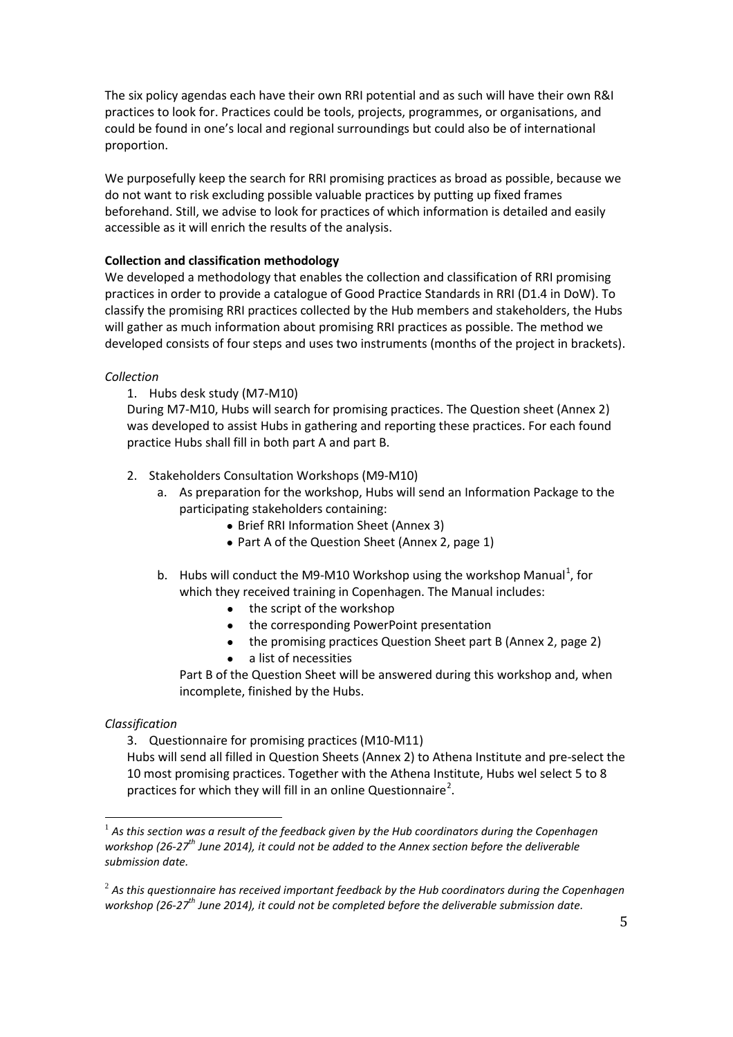The six policy agendas each have their own RRI potential and as such will have their own R&I practices to look for. Practices could be tools, projects, programmes, or organisations, and could be found in one's local and regional surroundings but could also be of international proportion.

We purposefully keep the search for RRI promising practices as broad as possible, because we do not want to risk excluding possible valuable practices by putting up fixed frames beforehand. Still, we advise to look for practices of which information is detailed and easily accessible as it will enrich the results of the analysis.

**Collection and classification methodology**

We developed a methodology that enables the collection and classification of RRI promising practices in order to provide a catalogue of Good Practice Standards in RRI (D1.4 in DoW). To classify the promising RRI practices collected by the Hub members and stakeholders, the Hubs will gather as much information about promising RRI practices as possible. The method we developed consists of four steps and uses two instruments (months of the project in brackets).

*Collection*

1. Hubs desk study (M7-M10)

   During M7-M10, Hubs will search for promising practices. The Question sheet (Annex 2) was developed to assist Hubs in gathering and reporting these practices. For each found practice Hubs shall fill in both part A and part B.

2. Stakeholders Consultation Workshops (M9-M10)
   a. As preparation for the workshop, Hubs will send an Information Package to the participating stakeholders containing:
      - Brief RRI Information Sheet (Annex 3)
      - Part A of the Question Sheet (Annex 2, page 1)
   b. Hubs will conduct the M9-M10 Workshop using the workshop Manual[1], for which they received training in Copenhagen. The Manual includes:
      - the script of the workshop
      - the corresponding PowerPoint presentation
      - the promising practices Question Sheet part B (Annex 2, page 2)
      - a list of necessities

      Part B of the Question Sheet will be answered during this workshop and, when incomplete, finished by the Hubs.

*Classification*

3. Questionnaire for promising practices (M10-M11)

   Hubs will send all filled in Question Sheets (Annex 2) to Athena Institute and pre-select the 10 most promising practices. Together with the Athena Institute, Hubs wel select 5 to 8 practices for which they will fill in an online Questionnaire[2].

---

[1] *As this section was a result of the feedback given by the Hub coordinators during the Copenhagen workshop (26-27th June 2014), it could not be added to the Annex section before the deliverable submission date.*

[2] *As this questionnaire has received important feedback by the Hub coordinators during the Copenhagen workshop (26-27th June 2014), it could not be completed before the deliverable submission date.*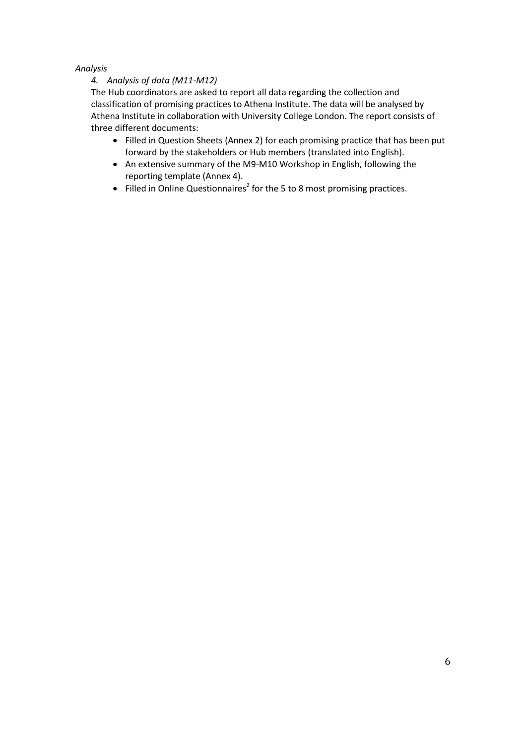*Analysis*

4. *Analysis of data (M11-M12)*

The Hub coordinators are asked to report all data regarding the collection and classification of promising practices to Athena Institute. The data will be analysed by Athena Institute in collaboration with University College London. The report consists of three different documents:

- Filled in Question Sheets (Annex 2) for each promising practice that has been put forward by the stakeholders or Hub members (translated into English).
- An extensive summary of the M9-M10 Workshop in English, following the reporting template (Annex 4).
- Filled in Online Questionnaires[2] for the 5 to 8 most promising practices.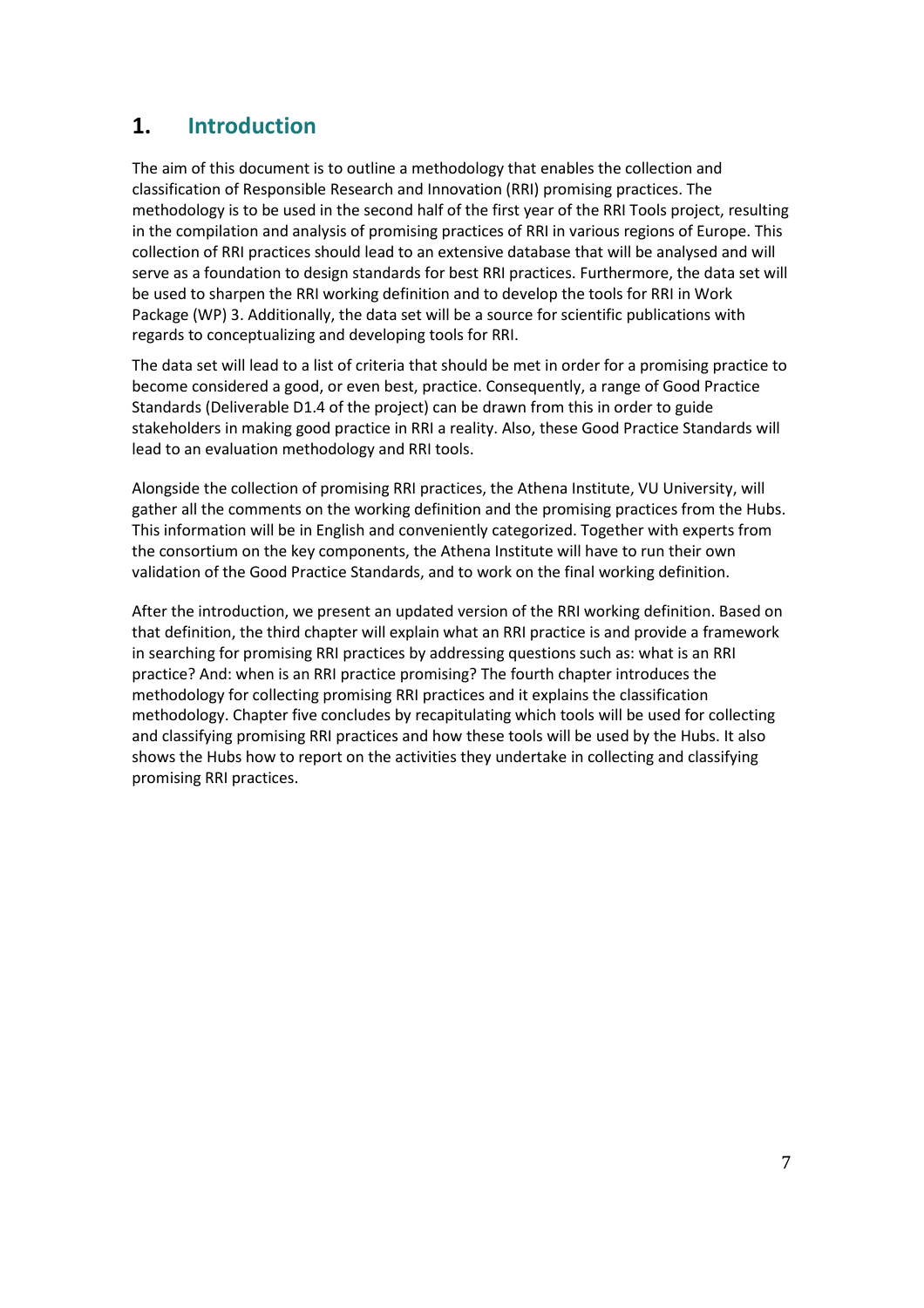# 1. Introduction

The aim of this document is to outline a methodology that enables the collection and classification of Responsible Research and Innovation (RRI) promising practices. The methodology is to be used in the second half of the first year of the RRI Tools project, resulting in the compilation and analysis of promising practices of RRI in various regions of Europe. This collection of RRI practices should lead to an extensive database that will be analysed and will serve as a foundation to design standards for best RRI practices. Furthermore, the data set will be used to sharpen the RRI working definition and to develop the tools for RRI in Work Package (WP) 3. Additionally, the data set will be a source for scientific publications with regards to conceptualizing and developing tools for RRI.

The data set will lead to a list of criteria that should be met in order for a promising practice to become considered a good, or even best, practice. Consequently, a range of Good Practice Standards (Deliverable D1.4 of the project) can be drawn from this in order to guide stakeholders in making good practice in RRI a reality. Also, these Good Practice Standards will lead to an evaluation methodology and RRI tools.

Alongside the collection of promising RRI practices, the Athena Institute, VU University, will gather all the comments on the working definition and the promising practices from the Hubs. This information will be in English and conveniently categorized. Together with experts from the consortium on the key components, the Athena Institute will have to run their own validation of the Good Practice Standards, and to work on the final working definition.

After the introduction, we present an updated version of the RRI working definition. Based on that definition, the third chapter will explain what an RRI practice is and provide a framework in searching for promising RRI practices by addressing questions such as: what is an RRI practice? And: when is an RRI practice promising? The fourth chapter introduces the methodology for collecting promising RRI practices and it explains the classification methodology. Chapter five concludes by recapitulating which tools will be used for collecting and classifying promising RRI practices and how these tools will be used by the Hubs. It also shows the Hubs how to report on the activities they undertake in collecting and classifying promising RRI practices.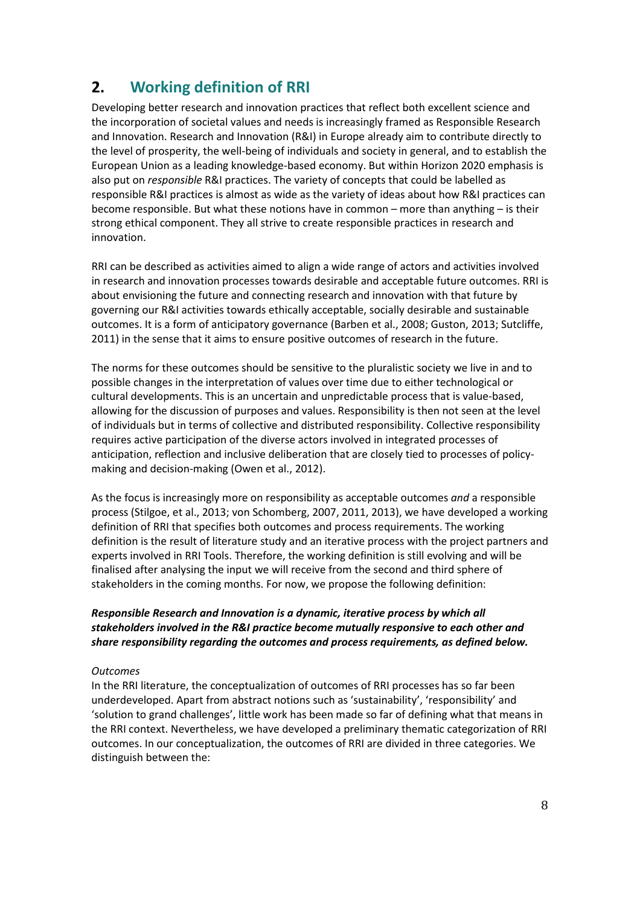## 2. Working definition of RRI

Developing better research and innovation practices that reflect both excellent science and the incorporation of societal values and needs is increasingly framed as Responsible Research and Innovation. Research and Innovation (R&I) in Europe already aim to contribute directly to the level of prosperity, the well-being of individuals and society in general, and to establish the European Union as a leading knowledge-based economy. But within Horizon 2020 emphasis is also put on *responsible* R&I practices. The variety of concepts that could be labelled as responsible R&I practices is almost as wide as the variety of ideas about how R&I practices can become responsible. But what these notions have in common – more than anything – is their strong ethical component. They all strive to create responsible practices in research and innovation.

RRI can be described as activities aimed to align a wide range of actors and activities involved in research and innovation processes towards desirable and acceptable future outcomes. RRI is about envisioning the future and connecting research and innovation with that future by governing our R&I activities towards ethically acceptable, socially desirable and sustainable outcomes. It is a form of anticipatory governance (Barben et al., 2008; Guston, 2013; Sutcliffe, 2011) in the sense that it aims to ensure positive outcomes of research in the future.

The norms for these outcomes should be sensitive to the pluralistic society we live in and to possible changes in the interpretation of values over time due to either technological or cultural developments. This is an uncertain and unpredictable process that is value-based, allowing for the discussion of purposes and values. Responsibility is then not seen at the level of individuals but in terms of collective and distributed responsibility. Collective responsibility requires active participation of the diverse actors involved in integrated processes of anticipation, reflection and inclusive deliberation that are closely tied to processes of policy-making and decision-making (Owen et al., 2012).

As the focus is increasingly more on responsibility as acceptable outcomes *and* a responsible process (Stilgoe, et al., 2013; von Schomberg, 2007, 2011, 2013), we have developed a working definition of RRI that specifies both outcomes and process requirements. The working definition is the result of literature study and an iterative process with the project partners and experts involved in RRI Tools. Therefore, the working definition is still evolving and will be finalised after analysing the input we will receive from the second and third sphere of stakeholders in the coming months. For now, we propose the following definition:

***Responsible Research and Innovation is a dynamic, iterative process by which all stakeholders involved in the R&I practice become mutually responsive to each other and share responsibility regarding the outcomes and process requirements, as defined below.***

*Outcomes*

In the RRI literature, the conceptualization of outcomes of RRI processes has so far been underdeveloped. Apart from abstract notions such as 'sustainability', 'responsibility' and 'solution to grand challenges', little work has been made so far of defining what that means in the RRI context. Nevertheless, we have developed a preliminary thematic categorization of RRI outcomes. In our conceptualization, the outcomes of RRI are divided in three categories. We distinguish between the: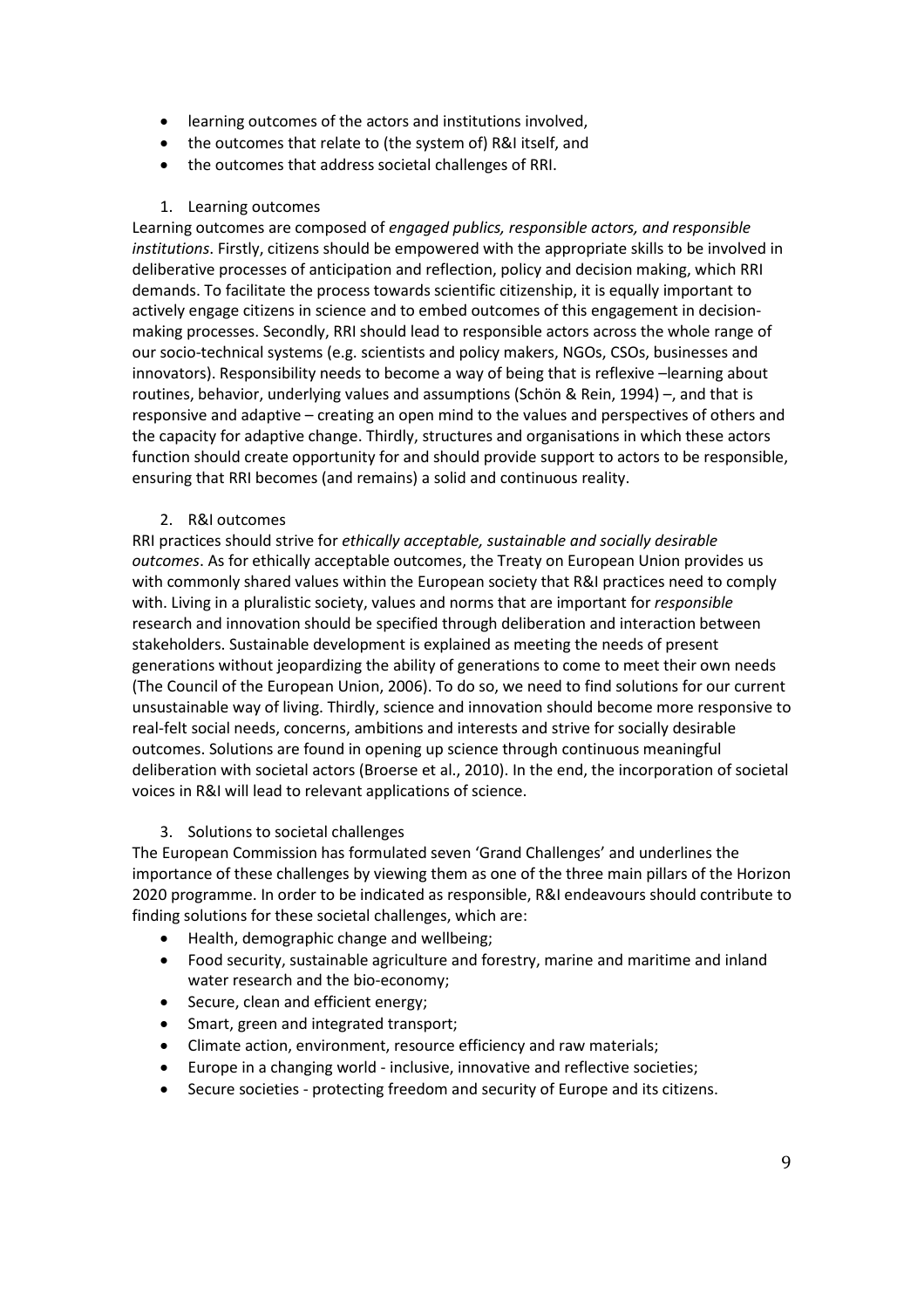- learning outcomes of the actors and institutions involved,
- the outcomes that relate to (the system of) R&I itself, and
- the outcomes that address societal challenges of RRI.

1. Learning outcomes

Learning outcomes are composed of *engaged publics, responsible actors, and responsible institutions*. Firstly, citizens should be empowered with the appropriate skills to be involved in deliberative processes of anticipation and reflection, policy and decision making, which RRI demands. To facilitate the process towards scientific citizenship, it is equally important to actively engage citizens in science and to embed outcomes of this engagement in decision-making processes. Secondly, RRI should lead to responsible actors across the whole range of our socio-technical systems (e.g. scientists and policy makers, NGOs, CSOs, businesses and innovators). Responsibility needs to become a way of being that is reflexive –learning about routines, behavior, underlying values and assumptions (Schön & Rein, 1994) –, and that is responsive and adaptive – creating an open mind to the values and perspectives of others and the capacity for adaptive change. Thirdly, structures and organisations in which these actors function should create opportunity for and should provide support to actors to be responsible, ensuring that RRI becomes (and remains) a solid and continuous reality.

2. R&I outcomes

RRI practices should strive for *ethically acceptable, sustainable and socially desirable outcomes*. As for ethically acceptable outcomes, the Treaty on European Union provides us with commonly shared values within the European society that R&I practices need to comply with. Living in a pluralistic society, values and norms that are important for *responsible* research and innovation should be specified through deliberation and interaction between stakeholders. Sustainable development is explained as meeting the needs of present generations without jeopardizing the ability of generations to come to meet their own needs (The Council of the European Union, 2006). To do so, we need to find solutions for our current unsustainable way of living. Thirdly, science and innovation should become more responsive to real-felt social needs, concerns, ambitions and interests and strive for socially desirable outcomes. Solutions are found in opening up science through continuous meaningful deliberation with societal actors (Broerse et al., 2010). In the end, the incorporation of societal voices in R&I will lead to relevant applications of science.

3. Solutions to societal challenges

The European Commission has formulated seven 'Grand Challenges' and underlines the importance of these challenges by viewing them as one of the three main pillars of the Horizon 2020 programme. In order to be indicated as responsible, R&I endeavours should contribute to finding solutions for these societal challenges, which are:

- Health, demographic change and wellbeing;
- Food security, sustainable agriculture and forestry, marine and maritime and inland water research and the bio-economy;
- Secure, clean and efficient energy;
- Smart, green and integrated transport;
- Climate action, environment, resource efficiency and raw materials;
- Europe in a changing world - inclusive, innovative and reflective societies;
- Secure societies - protecting freedom and security of Europe and its citizens.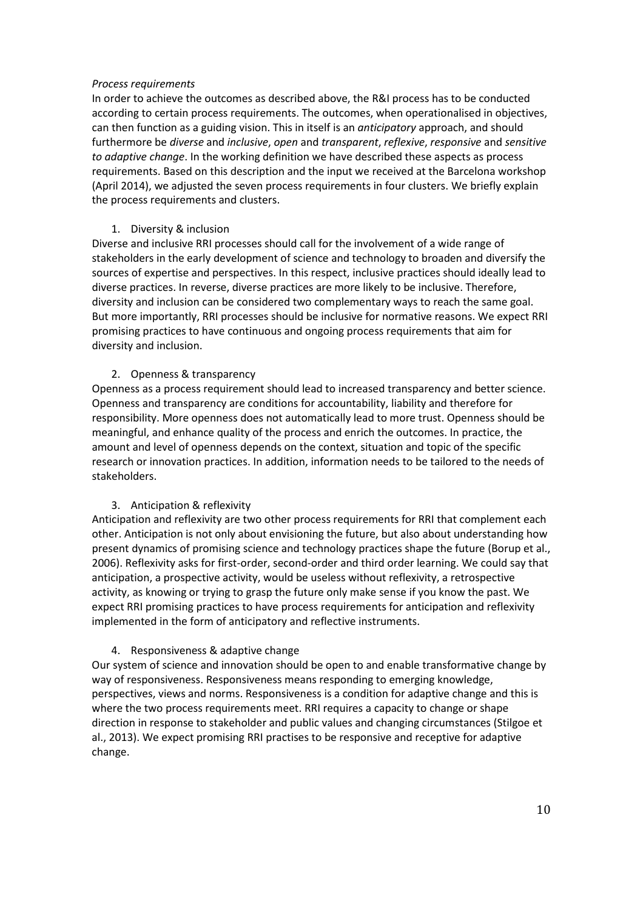*Process requirements*

In order to achieve the outcomes as described above, the R&I process has to be conducted according to certain process requirements. The outcomes, when operationalised in objectives, can then function as a guiding vision. This in itself is an *anticipatory* approach, and should furthermore be *diverse* and *inclusive*, *open* and *transparent*, *reflexive*, *responsive* and *sensitive to adaptive change*. In the working definition we have described these aspects as process requirements. Based on this description and the input we received at the Barcelona workshop (April 2014), we adjusted the seven process requirements in four clusters. We briefly explain the process requirements and clusters.

1. Diversity & inclusion

Diverse and inclusive RRI processes should call for the involvement of a wide range of stakeholders in the early development of science and technology to broaden and diversify the sources of expertise and perspectives. In this respect, inclusive practices should ideally lead to diverse practices. In reverse, diverse practices are more likely to be inclusive. Therefore, diversity and inclusion can be considered two complementary ways to reach the same goal. But more importantly, RRI processes should be inclusive for normative reasons. We expect RRI promising practices to have continuous and ongoing process requirements that aim for diversity and inclusion.

2. Openness & transparency

Openness as a process requirement should lead to increased transparency and better science. Openness and transparency are conditions for accountability, liability and therefore for responsibility. More openness does not automatically lead to more trust. Openness should be meaningful, and enhance quality of the process and enrich the outcomes. In practice, the amount and level of openness depends on the context, situation and topic of the specific research or innovation practices. In addition, information needs to be tailored to the needs of stakeholders.

3. Anticipation & reflexivity

Anticipation and reflexivity are two other process requirements for RRI that complement each other. Anticipation is not only about envisioning the future, but also about understanding how present dynamics of promising science and technology practices shape the future (Borup et al., 2006). Reflexivity asks for first-order, second-order and third order learning. We could say that anticipation, a prospective activity, would be useless without reflexivity, a retrospective activity, as knowing or trying to grasp the future only make sense if you know the past. We expect RRI promising practices to have process requirements for anticipation and reflexivity implemented in the form of anticipatory and reflective instruments.

4. Responsiveness & adaptive change

Our system of science and innovation should be open to and enable transformative change by way of responsiveness. Responsiveness means responding to emerging knowledge, perspectives, views and norms. Responsiveness is a condition for adaptive change and this is where the two process requirements meet. RRI requires a capacity to change or shape direction in response to stakeholder and public values and changing circumstances (Stilgoe et al., 2013). We expect promising RRI practises to be responsive and receptive for adaptive change.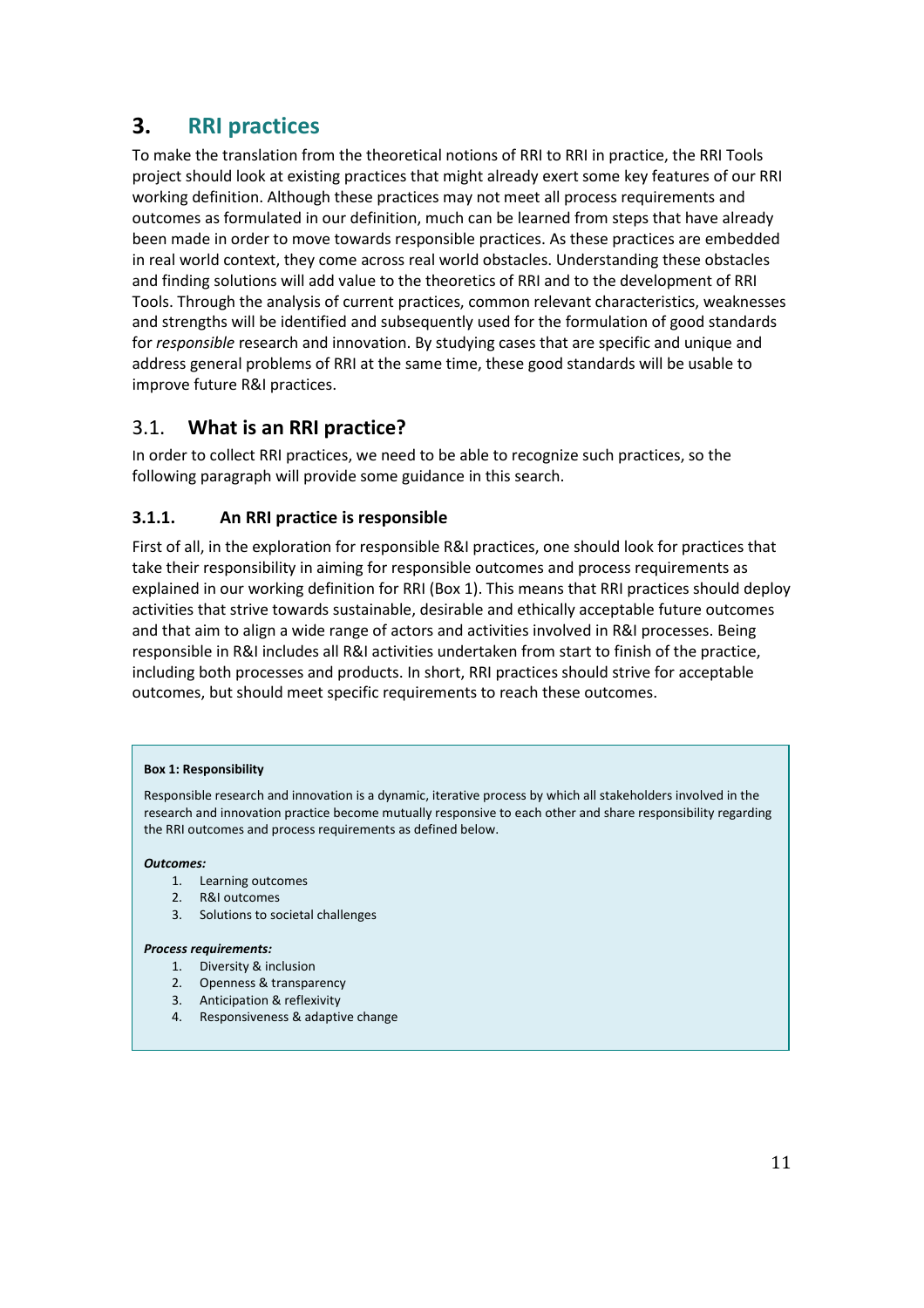# 3. RRI practices

To make the translation from the theoretical notions of RRI to RRI in practice, the RRI Tools project should look at existing practices that might already exert some key features of our RRI working definition. Although these practices may not meet all process requirements and outcomes as formulated in our definition, much can be learned from steps that have already been made in order to move towards responsible practices. As these practices are embedded in real world context, they come across real world obstacles. Understanding these obstacles and finding solutions will add value to the theoretics of RRI and to the development of RRI Tools. Through the analysis of current practices, common relevant characteristics, weaknesses and strengths will be identified and subsequently used for the formulation of good standards for *responsible* research and innovation. By studying cases that are specific and unique and address general problems of RRI at the same time, these good standards will be usable to improve future R&I practices.

## 3.1. What is an RRI practice?

In order to collect RRI practices, we need to be able to recognize such practices, so the following paragraph will provide some guidance in this search.

### 3.1.1. An RRI practice is responsible

First of all, in the exploration for responsible R&I practices, one should look for practices that take their responsibility in aiming for responsible outcomes and process requirements as explained in our working definition for RRI (Box 1). This means that RRI practices should deploy activities that strive towards sustainable, desirable and ethically acceptable future outcomes and that aim to align a wide range of actors and activities involved in R&I processes. Being responsible in R&I includes all R&I activities undertaken from start to finish of the practice, including both processes and products. In short, RRI practices should strive for acceptable outcomes, but should meet specific requirements to reach these outcomes.

**Box 1: Responsibility**

Responsible research and innovation is a dynamic, iterative process by which all stakeholders involved in the research and innovation practice become mutually responsive to each other and share responsibility regarding the RRI outcomes and process requirements as defined below.

***Outcomes:***

1. Learning outcomes
2. R&I outcomes
3. Solutions to societal challenges

***Process requirements:***

1. Diversity & inclusion
2. Openness & transparency
3. Anticipation & reflexivity
4. Responsiveness & adaptive change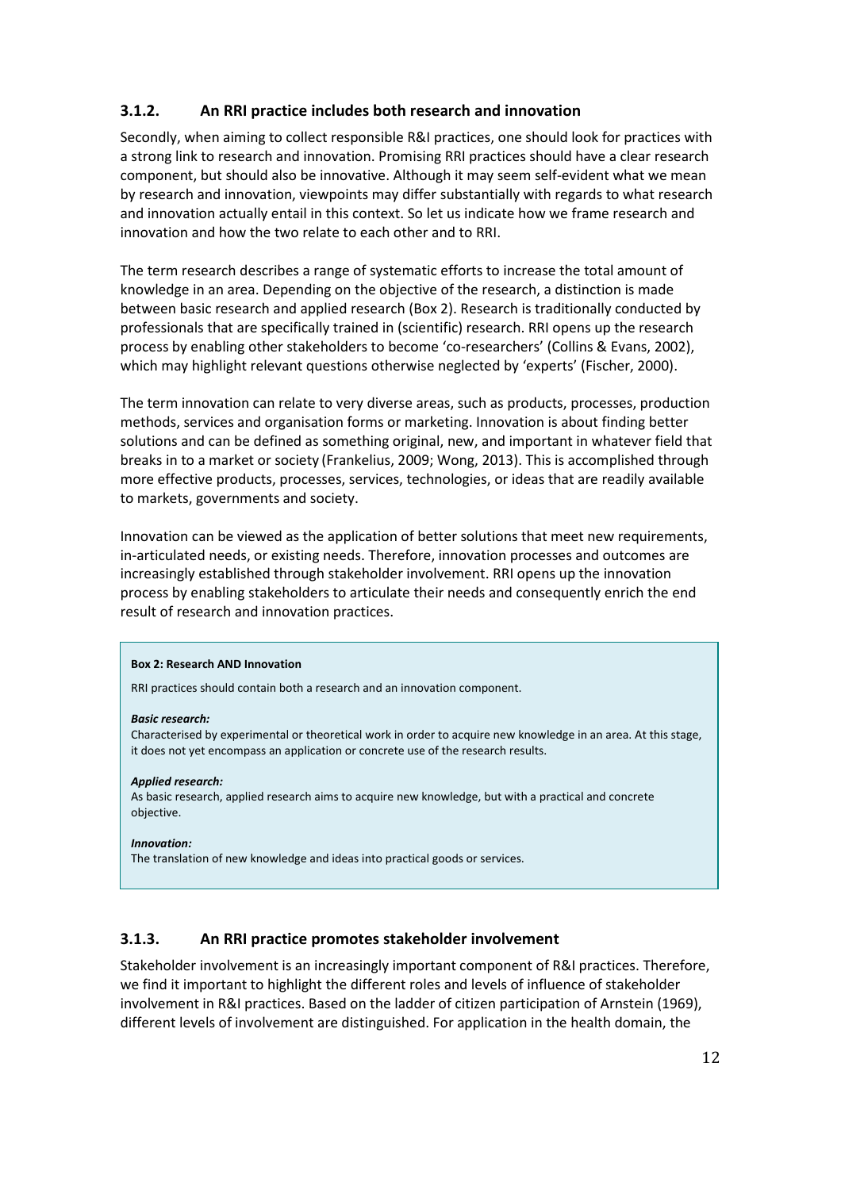### 3.1.2. An RRI practice includes both research and innovation

Secondly, when aiming to collect responsible R&I practices, one should look for practices with a strong link to research and innovation. Promising RRI practices should have a clear research component, but should also be innovative. Although it may seem self-evident what we mean by research and innovation, viewpoints may differ substantially with regards to what research and innovation actually entail in this context. So let us indicate how we frame research and innovation and how the two relate to each other and to RRI.

The term research describes a range of systematic efforts to increase the total amount of knowledge in an area. Depending on the objective of the research, a distinction is made between basic research and applied research (Box 2). Research is traditionally conducted by professionals that are specifically trained in (scientific) research. RRI opens up the research process by enabling other stakeholders to become 'co-researchers' (Collins & Evans, 2002), which may highlight relevant questions otherwise neglected by 'experts' (Fischer, 2000).

The term innovation can relate to very diverse areas, such as products, processes, production methods, services and organisation forms or marketing. Innovation is about finding better solutions and can be defined as something original, new, and important in whatever field that breaks in to a market or society (Frankelius, 2009; Wong, 2013). This is accomplished through more effective products, processes, services, technologies, or ideas that are readily available to markets, governments and society.

Innovation can be viewed as the application of better solutions that meet new requirements, in-articulated needs, or existing needs. Therefore, innovation processes and outcomes are increasingly established through stakeholder involvement. RRI opens up the innovation process by enabling stakeholders to articulate their needs and consequently enrich the end result of research and innovation practices.

> **Box 2: Research AND Innovation**
>
> RRI practices should contain both a research and an innovation component.
>
> ***Basic research:***
> Characterised by experimental or theoretical work in order to acquire new knowledge in an area. At this stage, it does not yet encompass an application or concrete use of the research results.
>
> ***Applied research:***
> As basic research, applied research aims to acquire new knowledge, but with a practical and concrete objective.
>
> ***Innovation:***
> The translation of new knowledge and ideas into practical goods or services.

### 3.1.3. An RRI practice promotes stakeholder involvement

Stakeholder involvement is an increasingly important component of R&I practices. Therefore, we find it important to highlight the different roles and levels of influence of stakeholder involvement in R&I practices. Based on the ladder of citizen participation of Arnstein (1969), different levels of involvement are distinguished. For application in the health domain, the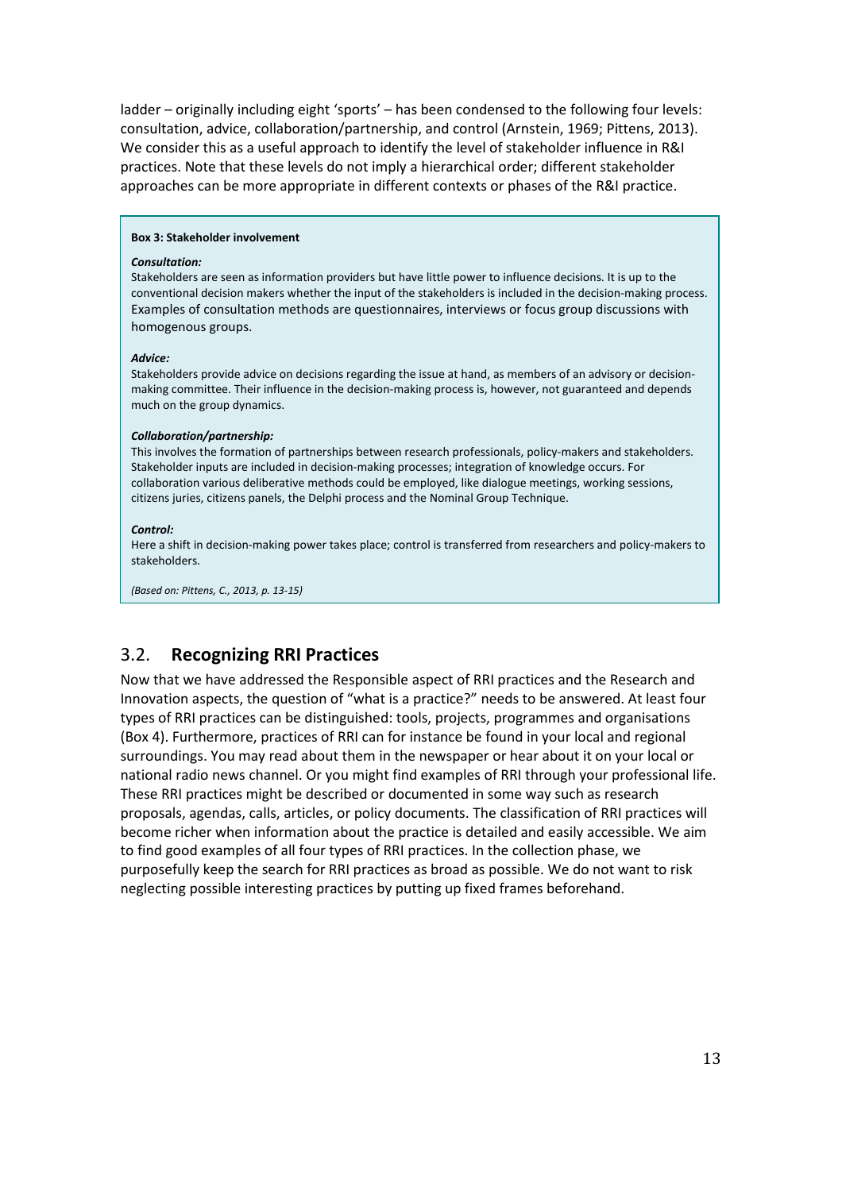ladder – originally including eight 'sports' – has been condensed to the following four levels: consultation, advice, collaboration/partnership, and control (Arnstein, 1969; Pittens, 2013). We consider this as a useful approach to identify the level of stakeholder influence in R&I practices. Note that these levels do not imply a hierarchical order; different stakeholder approaches can be more appropriate in different contexts or phases of the R&I practice.

> **Box 3: Stakeholder involvement**
>
> ***Consultation:***
> Stakeholders are seen as information providers but have little power to influence decisions. It is up to the conventional decision makers whether the input of the stakeholders is included in the decision-making process. Examples of consultation methods are questionnaires, interviews or focus group discussions with homogenous groups.
>
> ***Advice:***
> Stakeholders provide advice on decisions regarding the issue at hand, as members of an advisory or decision-making committee. Their influence in the decision-making process is, however, not guaranteed and depends much on the group dynamics.
>
> ***Collaboration/partnership:***
> This involves the formation of partnerships between research professionals, policy-makers and stakeholders. Stakeholder inputs are included in decision-making processes; integration of knowledge occurs. For collaboration various deliberative methods could be employed, like dialogue meetings, working sessions, citizens juries, citizens panels, the Delphi process and the Nominal Group Technique.
>
> ***Control:***
> Here a shift in decision-making power takes place; control is transferred from researchers and policy-makers to stakeholders.
>
> *(Based on: Pittens, C., 2013, p. 13-15)*

## 3.2. **Recognizing RRI Practices**

Now that we have addressed the Responsible aspect of RRI practices and the Research and Innovation aspects, the question of "what is a practice?" needs to be answered. At least four types of RRI practices can be distinguished: tools, projects, programmes and organisations (Box 4). Furthermore, practices of RRI can for instance be found in your local and regional surroundings. You may read about them in the newspaper or hear about it on your local or national radio news channel. Or you might find examples of RRI through your professional life. These RRI practices might be described or documented in some way such as research proposals, agendas, calls, articles, or policy documents. The classification of RRI practices will become richer when information about the practice is detailed and easily accessible. We aim to find good examples of all four types of RRI practices. In the collection phase, we purposefully keep the search for RRI practices as broad as possible. We do not want to risk neglecting possible interesting practices by putting up fixed frames beforehand.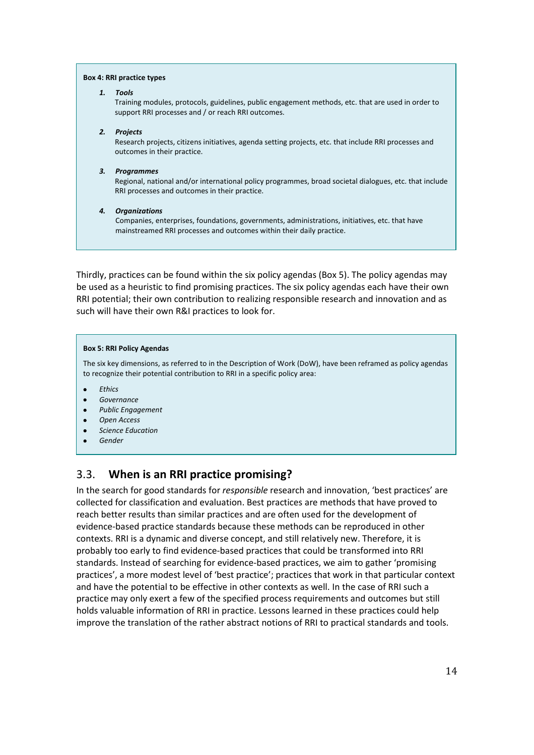**Box 4: RRI practice types**

1. ***Tools***
   Training modules, protocols, guidelines, public engagement methods, etc. that are used in order to support RRI processes and / or reach RRI outcomes.

2. ***Projects***
   Research projects, citizens initiatives, agenda setting projects, etc. that include RRI processes and outcomes in their practice.

3. ***Programmes***
   Regional, national and/or international policy programmes, broad societal dialogues, etc. that include RRI processes and outcomes in their practice.

4. ***Organizations***
   Companies, enterprises, foundations, governments, administrations, initiatives, etc. that have mainstreamed RRI processes and outcomes within their daily practice.

Thirdly, practices can be found within the six policy agendas (Box 5). The policy agendas may be used as a heuristic to find promising practices. The six policy agendas each have their own RRI potential; their own contribution to realizing responsible research and innovation and as such will have their own R&I practices to look for.

**Box 5: RRI Policy Agendas**

The six key dimensions, as referred to in the Description of Work (DoW), have been reframed as policy agendas to recognize their potential contribution to RRI in a specific policy area:

- *Ethics*
- *Governance*
- *Public Engagement*
- *Open Access*
- *Science Education*
- *Gender*

## 3.3. When is an RRI practice promising?

In the search for good standards for *responsible* research and innovation, 'best practices' are collected for classification and evaluation. Best practices are methods that have proved to reach better results than similar practices and are often used for the development of evidence-based practice standards because these methods can be reproduced in other contexts. RRI is a dynamic and diverse concept, and still relatively new. Therefore, it is probably too early to find evidence-based practices that could be transformed into RRI standards. Instead of searching for evidence-based practices, we aim to gather 'promising practices', a more modest level of 'best practice'; practices that work in that particular context and have the potential to be effective in other contexts as well. In the case of RRI such a practice may only exert a few of the specified process requirements and outcomes but still holds valuable information of RRI in practice. Lessons learned in these practices could help improve the translation of the rather abstract notions of RRI to practical standards and tools.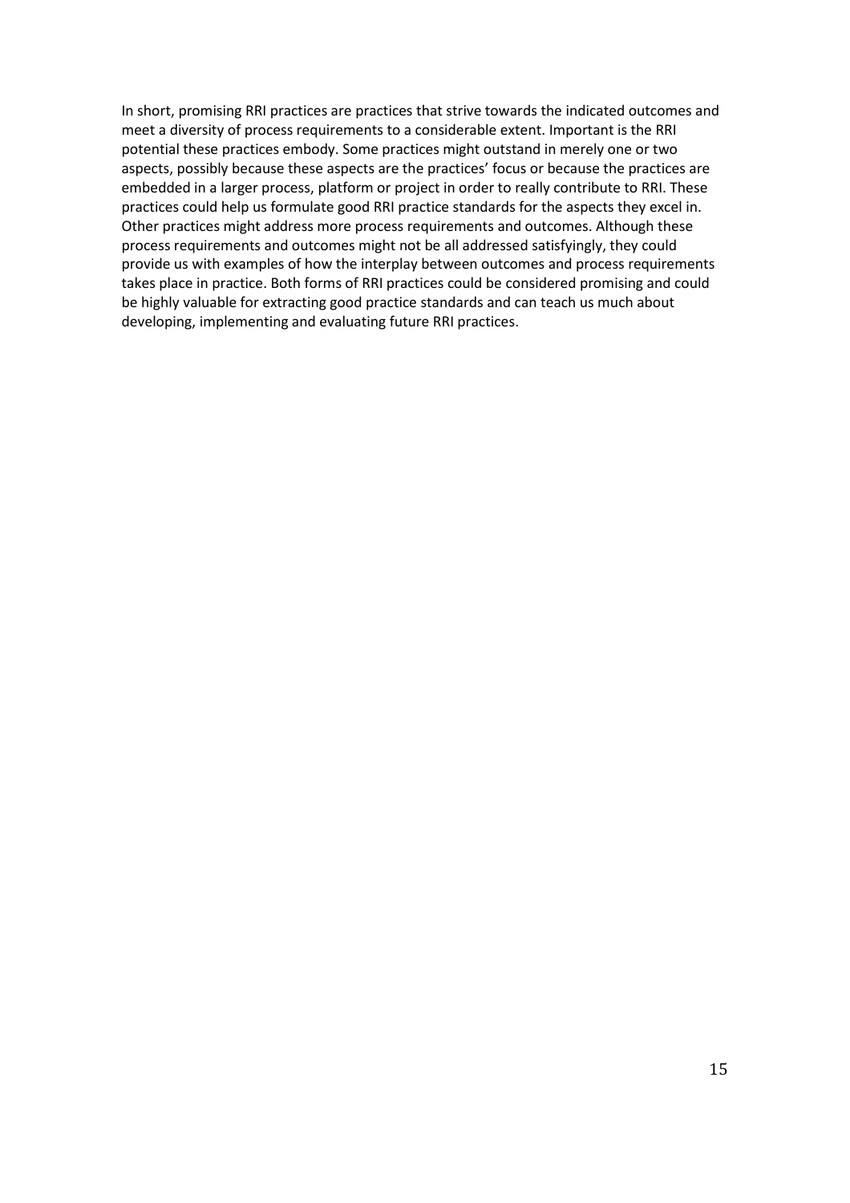In short, promising RRI practices are practices that strive towards the indicated outcomes and meet a diversity of process requirements to a considerable extent. Important is the RRI potential these practices embody. Some practices might outstand in merely one or two aspects, possibly because these aspects are the practices' focus or because the practices are embedded in a larger process, platform or project in order to really contribute to RRI. These practices could help us formulate good RRI practice standards for the aspects they excel in. Other practices might address more process requirements and outcomes. Although these process requirements and outcomes might not be all addressed satisfyingly, they could provide us with examples of how the interplay between outcomes and process requirements takes place in practice. Both forms of RRI practices could be considered promising and could be highly valuable for extracting good practice standards and can teach us much about developing, implementing and evaluating future RRI practices.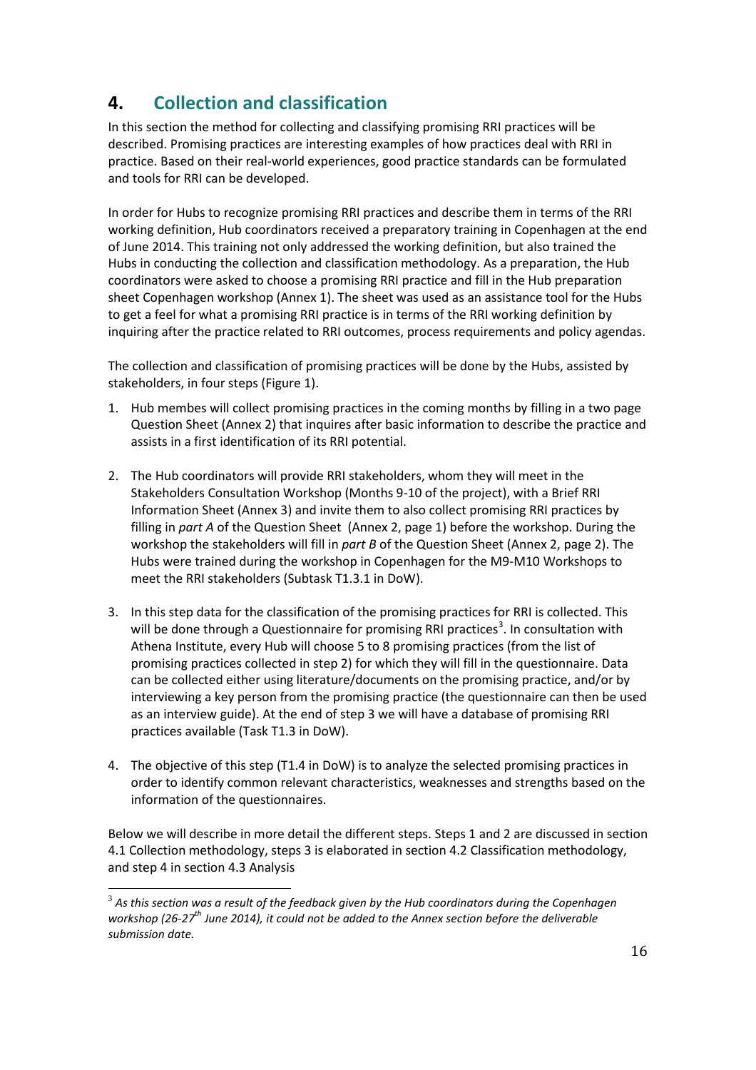# 4. Collection and classification

In this section the method for collecting and classifying promising RRI practices will be described. Promising practices are interesting examples of how practices deal with RRI in practice. Based on their real-world experiences, good practice standards can be formulated and tools for RRI can be developed.

In order for Hubs to recognize promising RRI practices and describe them in terms of the RRI working definition, Hub coordinators received a preparatory training in Copenhagen at the end of June 2014. This training not only addressed the working definition, but also trained the Hubs in conducting the collection and classification methodology. As a preparation, the Hub coordinators were asked to choose a promising RRI practice and fill in the Hub preparation sheet Copenhagen workshop (Annex 1). The sheet was used as an assistance tool for the Hubs to get a feel for what a promising RRI practice is in terms of the RRI working definition by inquiring after the practice related to RRI outcomes, process requirements and policy agendas.

The collection and classification of promising practices will be done by the Hubs, assisted by stakeholders, in four steps (Figure 1).

1. Hub membes will collect promising practices in the coming months by filling in a two page Question Sheet (Annex 2) that inquires after basic information to describe the practice and assists in a first identification of its RRI potential.

2. The Hub coordinators will provide RRI stakeholders, whom they will meet in the Stakeholders Consultation Workshop (Months 9-10 of the project), with a Brief RRI Information Sheet (Annex 3) and invite them to also collect promising RRI practices by filling in *part A* of the Question Sheet (Annex 2, page 1) before the workshop. During the workshop the stakeholders will fill in *part B* of the Question Sheet (Annex 2, page 2). The Hubs were trained during the workshop in Copenhagen for the M9-M10 Workshops to meet the RRI stakeholders (Subtask T1.3.1 in DoW).

3. In this step data for the classification of the promising practices for RRI is collected. This will be done through a Questionnaire for promising RRI practices[3]. In consultation with Athena Institute, every Hub will choose 5 to 8 promising practices (from the list of promising practices collected in step 2) for which they will fill in the questionnaire. Data can be collected either using literature/documents on the promising practice, and/or by interviewing a key person from the promising practice (the questionnaire can then be used as an interview guide). At the end of step 3 we will have a database of promising RRI practices available (Task T1.3 in DoW).

4. The objective of this step (T1.4 in DoW) is to analyze the selected promising practices in order to identify common relevant characteristics, weaknesses and strengths based on the information of the questionnaires.

Below we will describe in more detail the different steps. Steps 1 and 2 are discussed in section 4.1 Collection methodology, steps 3 is elaborated in section 4.2 Classification methodology, and step 4 in section 4.3 Analysis

---

[3] *As this section was a result of the feedback given by the Hub coordinators during the Copenhagen workshop (26-27th June 2014), it could not be added to the Annex section before the deliverable submission date.*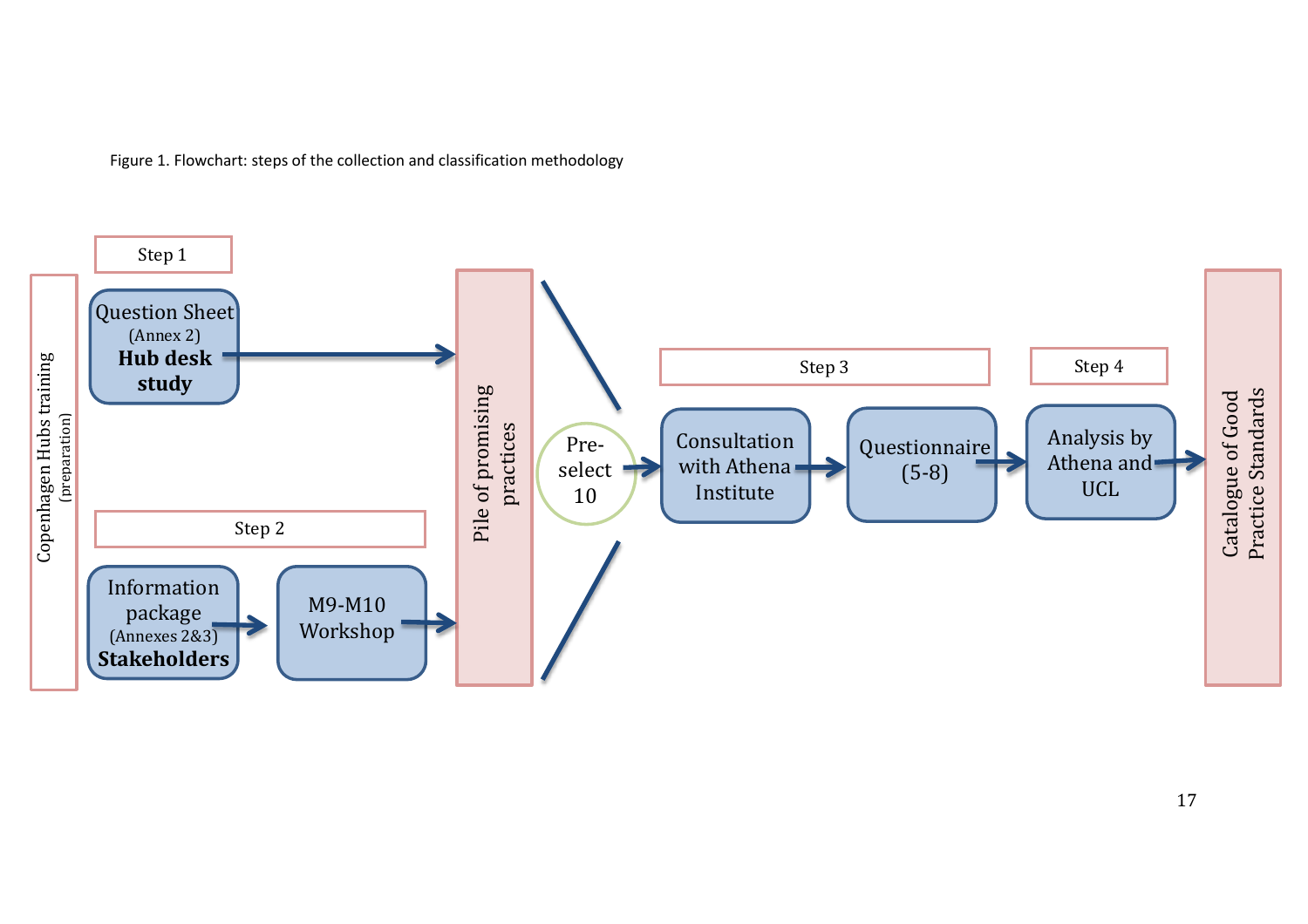Figure 1. Flowchart: steps of the collection and classification methodology

Copenhagen Hubs training (preparation)

Step 1

Question Sheet (Annex 2) **Hub desk study**

Step 2

Information package (Annexes 2&3) **Stakeholders**

M9-M10 Workshop

Pile of promising practices

Pre-select 10

Step 3

Consultation with Athena Institute

Questionnaire (5-8)

Step 4

Analysis by Athena and UCL

Catalogue of Good Practice Standards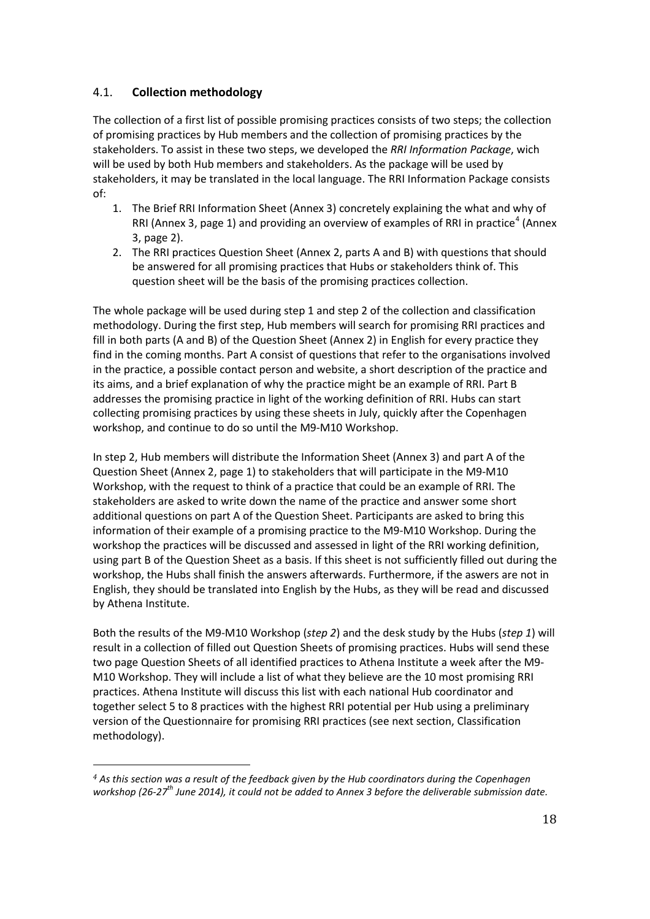## 4.1. **Collection methodology**

The collection of a first list of possible promising practices consists of two steps; the collection of promising practices by Hub members and the collection of promising practices by the stakeholders. To assist in these two steps, we developed the *RRI Information Package*, wich will be used by both Hub members and stakeholders. As the package will be used by stakeholders, it may be translated in the local language. The RRI Information Package consists of:

1. The Brief RRI Information Sheet (Annex 3) concretely explaining the what and why of RRI (Annex 3, page 1) and providing an overview of examples of RRI in practice[4] (Annex 3, page 2).
2. The RRI practices Question Sheet (Annex 2, parts A and B) with questions that should be answered for all promising practices that Hubs or stakeholders think of. This question sheet will be the basis of the promising practices collection.

The whole package will be used during step 1 and step 2 of the collection and classification methodology. During the first step, Hub members will search for promising RRI practices and fill in both parts (A and B) of the Question Sheet (Annex 2) in English for every practice they find in the coming months. Part A consist of questions that refer to the organisations involved in the practice, a possible contact person and website, a short description of the practice and its aims, and a brief explanation of why the practice might be an example of RRI. Part B addresses the promising practice in light of the working definition of RRI. Hubs can start collecting promising practices by using these sheets in July, quickly after the Copenhagen workshop, and continue to do so until the M9-M10 Workshop.

In step 2, Hub members will distribute the Information Sheet (Annex 3) and part A of the Question Sheet (Annex 2, page 1) to stakeholders that will participate in the M9-M10 Workshop, with the request to think of a practice that could be an example of RRI. The stakeholders are asked to write down the name of the practice and answer some short additional questions on part A of the Question Sheet. Participants are asked to bring this information of their example of a promising practice to the M9-M10 Workshop. During the workshop the practices will be discussed and assessed in light of the RRI working definition, using part B of the Question Sheet as a basis. If this sheet is not sufficiently filled out during the workshop, the Hubs shall finish the answers afterwards. Furthermore, if the aswers are not in English, they should be translated into English by the Hubs, as they will be read and discussed by Athena Institute.

Both the results of the M9-M10 Workshop (*step 2*) and the desk study by the Hubs (*step 1*) will result in a collection of filled out Question Sheets of promising practices. Hubs will send these two page Question Sheets of all identified practices to Athena Institute a week after the M9-M10 Workshop. They will include a list of what they believe are the 10 most promising RRI practices. Athena Institute will discuss this list with each national Hub coordinator and together select 5 to 8 practices with the highest RRI potential per Hub using a preliminary version of the Questionnaire for promising RRI practices (see next section, Classification methodology).

---

[4] *As this section was a result of the feedback given by the Hub coordinators during the Copenhagen workshop (26-27th June 2014), it could not be added to Annex 3 before the deliverable submission date.*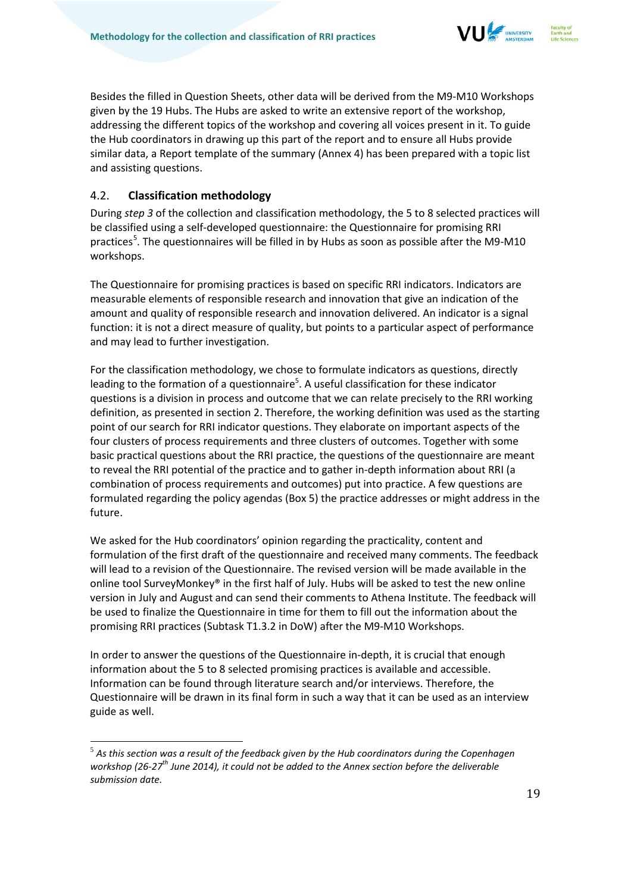Besides the filled in Question Sheets, other data will be derived from the M9-M10 Workshops given by the 19 Hubs. The Hubs are asked to write an extensive report of the workshop, addressing the different topics of the workshop and covering all voices present in it. To guide the Hub coordinators in drawing up this part of the report and to ensure all Hubs provide similar data, a Report template of the summary (Annex 4) has been prepared with a topic list and assisting questions.

## 4.2. Classification methodology

During *step 3* of the collection and classification methodology, the 5 to 8 selected practices will be classified using a self-developed questionnaire: the Questionnaire for promising RRI practices[5]. The questionnaires will be filled in by Hubs as soon as possible after the M9-M10 workshops.

The Questionnaire for promising practices is based on specific RRI indicators. Indicators are measurable elements of responsible research and innovation that give an indication of the amount and quality of responsible research and innovation delivered. An indicator is a signal function: it is not a direct measure of quality, but points to a particular aspect of performance and may lead to further investigation.

For the classification methodology, we chose to formulate indicators as questions, directly leading to the formation of a questionnaire[5]. A useful classification for these indicator questions is a division in process and outcome that we can relate precisely to the RRI working definition, as presented in section 2. Therefore, the working definition was used as the starting point of our search for RRI indicator questions. They elaborate on important aspects of the four clusters of process requirements and three clusters of outcomes. Together with some basic practical questions about the RRI practice, the questions of the questionnaire are meant to reveal the RRI potential of the practice and to gather in-depth information about RRI (a combination of process requirements and outcomes) put into practice. A few questions are formulated regarding the policy agendas (Box 5) the practice addresses or might address in the future.

We asked for the Hub coordinators' opinion regarding the practicality, content and formulation of the first draft of the questionnaire and received many comments. The feedback will lead to a revision of the Questionnaire. The revised version will be made available in the online tool SurveyMonkey® in the first half of July. Hubs will be asked to test the new online version in July and August and can send their comments to Athena Institute. The feedback will be used to finalize the Questionnaire in time for them to fill out the information about the promising RRI practices (Subtask T1.3.2 in DoW) after the M9-M10 Workshops.

In order to answer the questions of the Questionnaire in-depth, it is crucial that enough information about the 5 to 8 selected promising practices is available and accessible. Information can be found through literature search and/or interviews. Therefore, the Questionnaire will be drawn in its final form in such a way that it can be used as an interview guide as well.

---

[5] *As this section was a result of the feedback given by the Hub coordinators during the Copenhagen workshop (26-27th June 2014), it could not be added to the Annex section before the deliverable submission date.*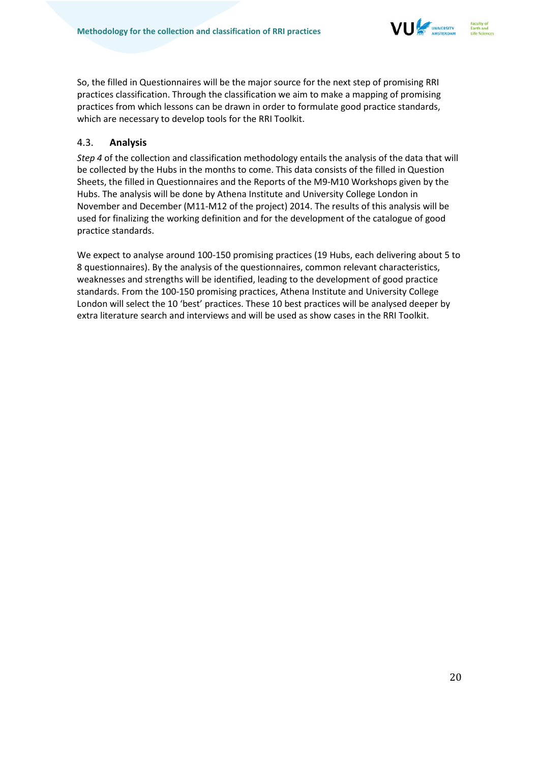So, the filled in Questionnaires will be the major source for the next step of promising RRI practices classification. Through the classification we aim to make a mapping of promising practices from which lessons can be drawn in order to formulate good practice standards, which are necessary to develop tools for the RRI Toolkit.

### 4.3. Analysis

*Step 4* of the collection and classification methodology entails the analysis of the data that will be collected by the Hubs in the months to come. This data consists of the filled in Question Sheets, the filled in Questionnaires and the Reports of the M9-M10 Workshops given by the Hubs. The analysis will be done by Athena Institute and University College London in November and December (M11-M12 of the project) 2014. The results of this analysis will be used for finalizing the working definition and for the development of the catalogue of good practice standards.

We expect to analyse around 100-150 promising practices (19 Hubs, each delivering about 5 to 8 questionnaires). By the analysis of the questionnaires, common relevant characteristics, weaknesses and strengths will be identified, leading to the development of good practice standards. From the 100-150 promising practices, Athena Institute and University College London will select the 10 'best' practices. These 10 best practices will be analysed deeper by extra literature search and interviews and will be used as show cases in the RRI Toolkit.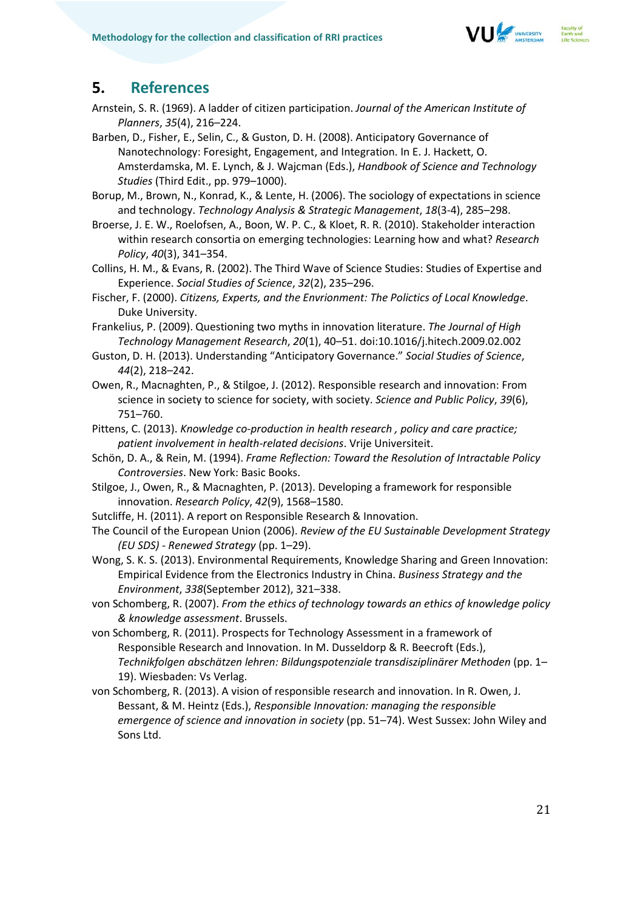# 5. References

Arnstein, S. R. (1969). A ladder of citizen participation. *Journal of the American Institute of Planners*, *35*(4), 216–224.

Barben, D., Fisher, E., Selin, C., & Guston, D. H. (2008). Anticipatory Governance of Nanotechnology: Foresight, Engagement, and Integration. In E. J. Hackett, O. Amsterdamska, M. E. Lynch, & J. Wajcman (Eds.), *Handbook of Science and Technology Studies* (Third Edit., pp. 979–1000).

Borup, M., Brown, N., Konrad, K., & Lente, H. (2006). The sociology of expectations in science and technology. *Technology Analysis & Strategic Management*, *18*(3-4), 285–298.

Broerse, J. E. W., Roelofsen, A., Boon, W. P. C., & Kloet, R. R. (2010). Stakeholder interaction within research consortia on emerging technologies: Learning how and what? *Research Policy*, *40*(3), 341–354.

Collins, H. M., & Evans, R. (2002). The Third Wave of Science Studies: Studies of Expertise and Experience. *Social Studies of Science*, *32*(2), 235–296.

Fischer, F. (2000). *Citizens, Experts, and the Envrionment: The Polictics of Local Knowledge*. Duke University.

Frankelius, P. (2009). Questioning two myths in innovation literature. *The Journal of High Technology Management Research*, *20*(1), 40–51. doi:10.1016/j.hitech.2009.02.002

Guston, D. H. (2013). Understanding "Anticipatory Governance." *Social Studies of Science*, *44*(2), 218–242.

Owen, R., Macnaghten, P., & Stilgoe, J. (2012). Responsible research and innovation: From science in society to science for society, with society. *Science and Public Policy*, *39*(6), 751–760.

Pittens, C. (2013). *Knowledge co-production in health research , policy and care practice; patient involvement in health-related decisions*. Vrije Universiteit.

Schön, D. A., & Rein, M. (1994). *Frame Reflection: Toward the Resolution of Intractable Policy Controversies*. New York: Basic Books.

Stilgoe, J., Owen, R., & Macnaghten, P. (2013). Developing a framework for responsible innovation. *Research Policy*, *42*(9), 1568–1580.

Sutcliffe, H. (2011). A report on Responsible Research & Innovation.

The Council of the European Union (2006). *Review of the EU Sustainable Development Strategy (EU SDS) - Renewed Strategy* (pp. 1–29).

Wong, S. K. S. (2013). Environmental Requirements, Knowledge Sharing and Green Innovation: Empirical Evidence from the Electronics Industry in China. *Business Strategy and the Environment*, *338*(September 2012), 321–338.

von Schomberg, R. (2007). *From the ethics of technology towards an ethics of knowledge policy & knowledge assessment*. Brussels.

von Schomberg, R. (2011). Prospects for Technology Assessment in a framework of Responsible Research and Innovation. In M. Dusseldorp & R. Beecroft (Eds.), *Technikfolgen abschätzen lehren: Bildungspotenziale transdisziplinärer Methoden* (pp. 1–19). Wiesbaden: Vs Verlag.

von Schomberg, R. (2013). A vision of responsible research and innovation. In R. Owen, J. Bessant, & M. Heintz (Eds.), *Responsible Innovation: managing the responsible emergence of science and innovation in society* (pp. 51–74). West Sussex: John Wiley and Sons Ltd.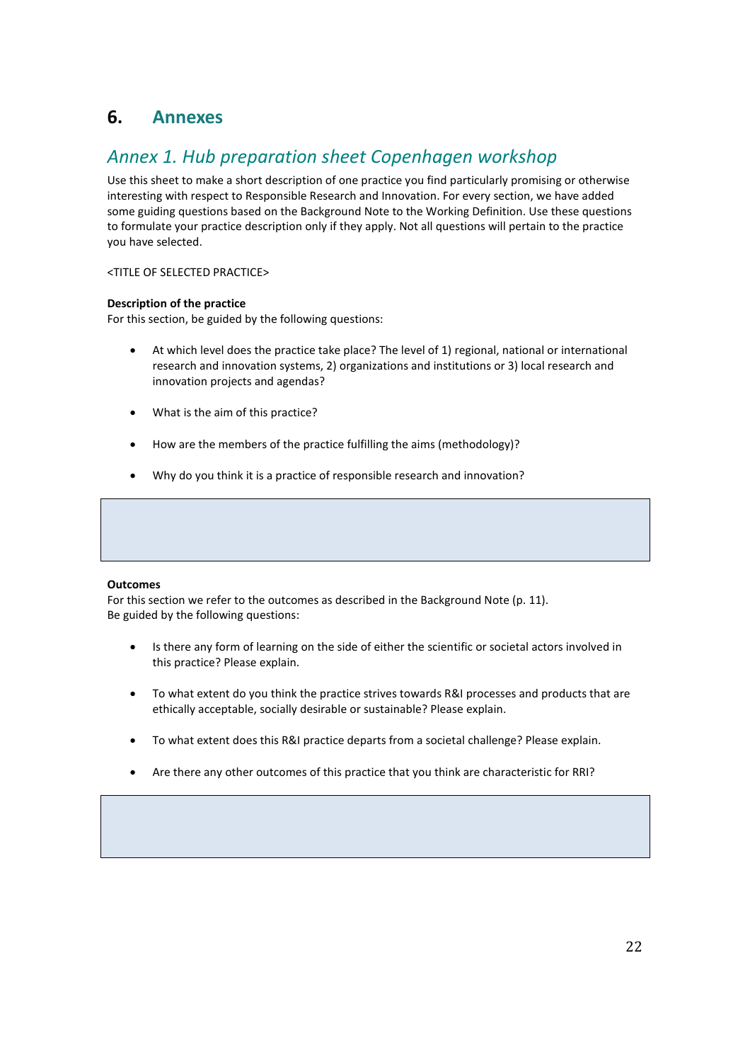# 6. Annexes

## *Annex 1. Hub preparation sheet Copenhagen workshop*

Use this sheet to make a short description of one practice you find particularly promising or otherwise interesting with respect to Responsible Research and Innovation. For every section, we have added some guiding questions based on the Background Note to the Working Definition. Use these questions to formulate your practice description only if they apply. Not all questions will pertain to the practice you have selected.

<TITLE OF SELECTED PRACTICE>

**Description of the practice**
For this section, be guided by the following questions:

- At which level does the practice take place? The level of 1) regional, national or international research and innovation systems, 2) organizations and institutions or 3) local research and innovation projects and agendas?
- What is the aim of this practice?
- How are the members of the practice fulfilling the aims (methodology)?
- Why do you think it is a practice of responsible research and innovation?

| |
|---|
| |

**Outcomes**
For this section we refer to the outcomes as described in the Background Note (p. 11).
Be guided by the following questions:

- Is there any form of learning on the side of either the scientific or societal actors involved in this practice? Please explain.
- To what extent do you think the practice strives towards R&I processes and products that are ethically acceptable, socially desirable or sustainable? Please explain.
- To what extent does this R&I practice departs from a societal challenge? Please explain.
- Are there any other outcomes of this practice that you think are characteristic for RRI?

| |
|---|
| |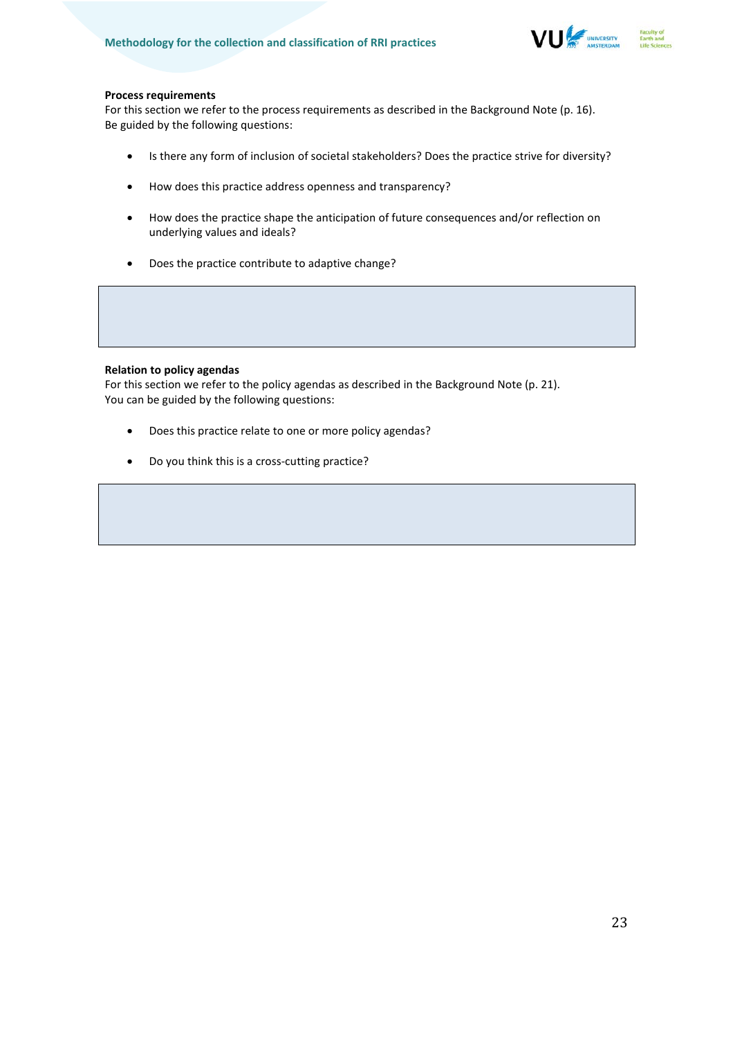**Process requirements**

For this section we refer to the process requirements as described in the Background Note (p. 16). Be guided by the following questions:

- Is there any form of inclusion of societal stakeholders? Does the practice strive for diversity?
- How does this practice address openness and transparency?
- How does the practice shape the anticipation of future consequences and/or reflection on underlying values and ideals?
- Does the practice contribute to adaptive change?

**Relation to policy agendas**

For this section we refer to the policy agendas as described in the Background Note (p. 21). You can be guided by the following questions:

- Does this practice relate to one or more policy agendas?
- Do you think this is a cross-cutting practice?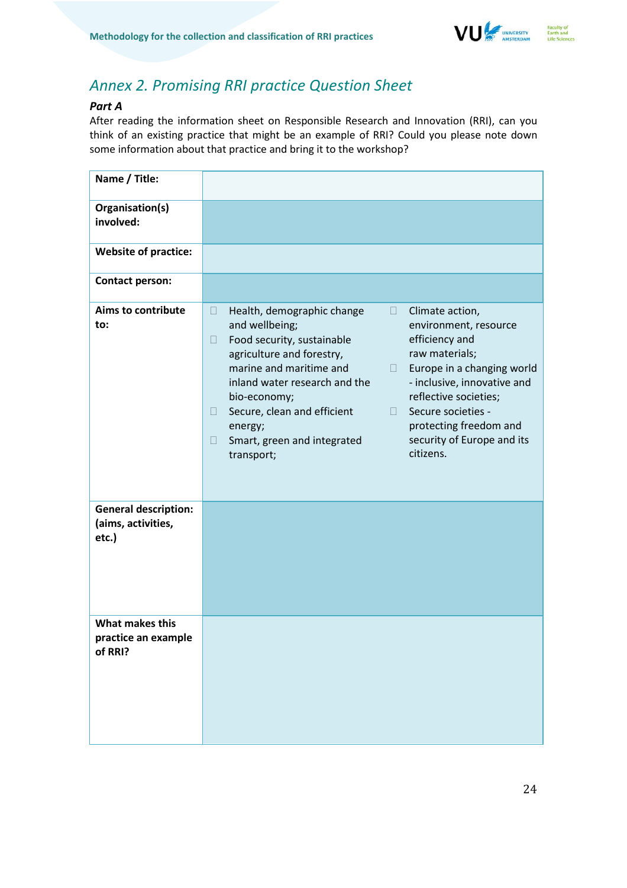## *Annex 2. Promising RRI practice Question Sheet*

***Part A***

After reading the information sheet on Responsible Research and Innovation (RRI), can you think of an existing practice that might be an example of RRI? Could you please note down some information about that practice and bring it to the workshop?

| | |
|---|---|
| **Name / Title:** | |
| **Organisation(s) involved:** | |
| **Website of practice:** | |
| **Contact person:** | |
| **Aims to contribute to:** | ☐ Health, demographic change and wellbeing;<br>☐ Food security, sustainable agriculture and forestry, marine and maritime and inland water research and the bio-economy;<br>☐ Secure, clean and efficient energy;<br>☐ Smart, green and integrated transport;<br>☐ Climate action, environment, resource efficiency and raw materials;<br>☐ Europe in a changing world - inclusive, innovative and reflective societies;<br>☐ Secure societies - protecting freedom and security of Europe and its citizens. |
| **General description: (aims, activities, etc.)** | |
| **What makes this practice an example of RRI?** | |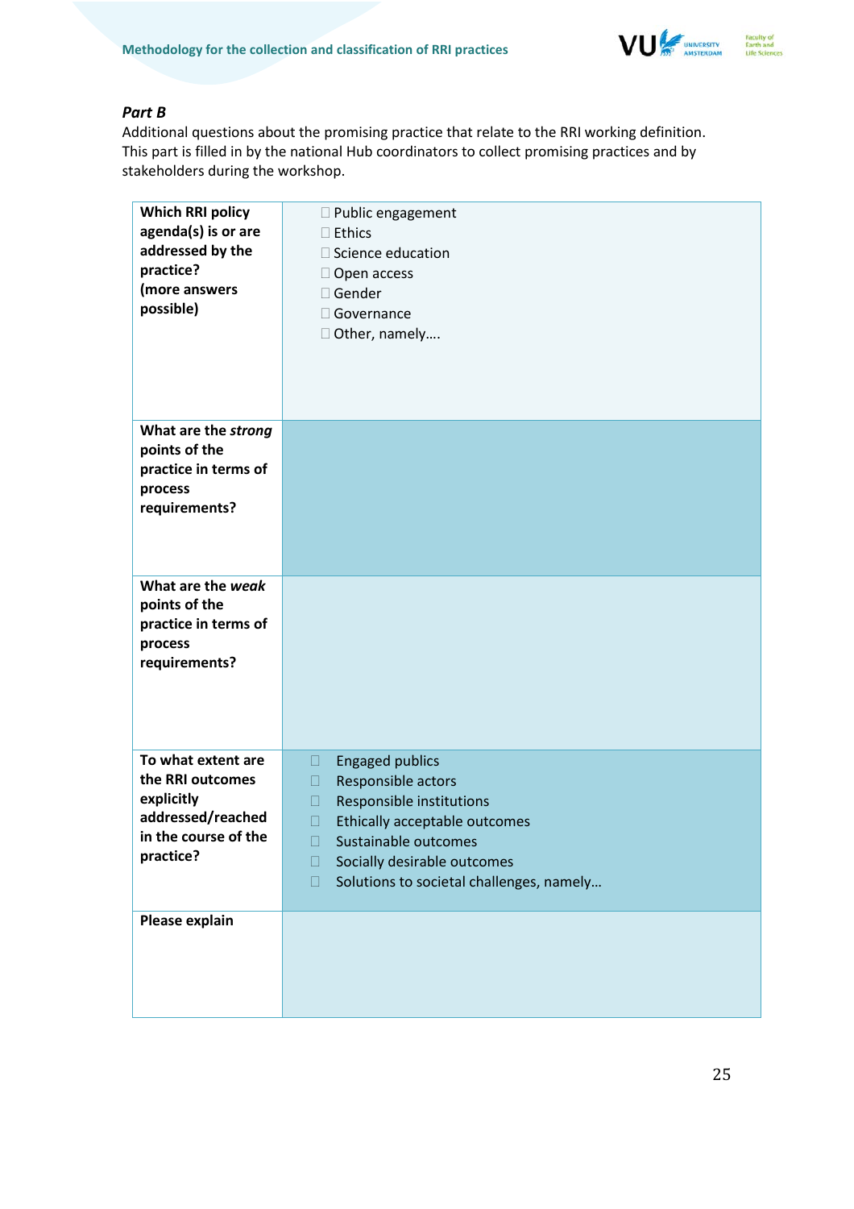### *Part B*

Additional questions about the promising practice that relate to the RRI working definition. This part is filled in by the national Hub coordinators to collect promising practices and by stakeholders during the workshop.

| | |
|---|---|
| **Which RRI policy agenda(s) is or are addressed by the practice? (more answers possible)** | ☐ Public engagement<br>☐ Ethics<br>☐ Science education<br>☐ Open access<br>☐ Gender<br>☐ Governance<br>☐ Other, namely…. |
| **What are the *strong* points of the practice in terms of process requirements?** | |
| **What are the *weak* points of the practice in terms of process requirements?** | |
| **To what extent are the RRI outcomes explicitly addressed/reached in the course of the practice?** | ☐ Engaged publics<br>☐ Responsible actors<br>☐ Responsible institutions<br>☐ Ethically acceptable outcomes<br>☐ Sustainable outcomes<br>☐ Socially desirable outcomes<br>☐ Solutions to societal challenges, namely… |
| **Please explain** | |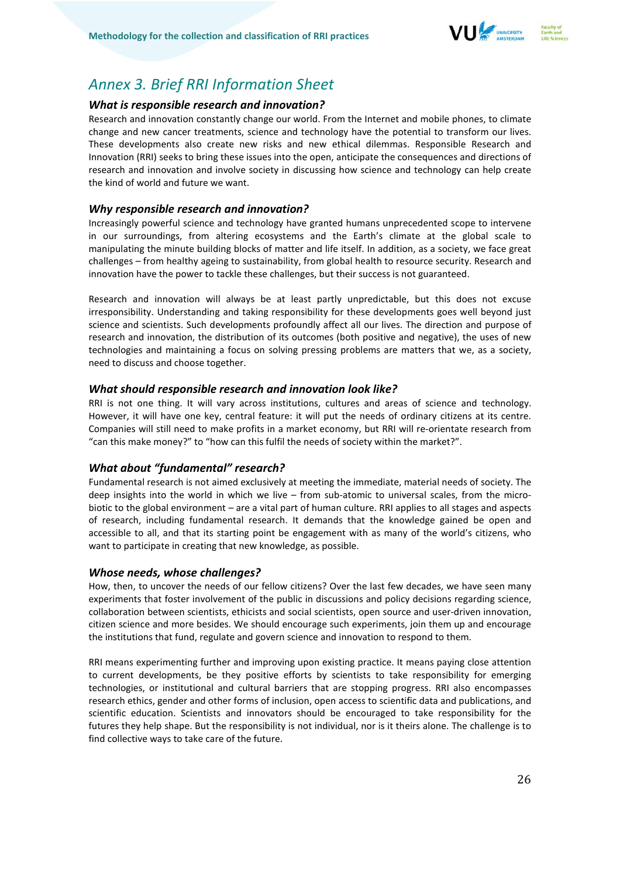# *Annex 3. Brief RRI Information Sheet*

### *What is responsible research and innovation?*

Research and innovation constantly change our world. From the Internet and mobile phones, to climate change and new cancer treatments, science and technology have the potential to transform our lives. These developments also create new risks and new ethical dilemmas. Responsible Research and Innovation (RRI) seeks to bring these issues into the open, anticipate the consequences and directions of research and innovation and involve society in discussing how science and technology can help create the kind of world and future we want.

### *Why responsible research and innovation?*

Increasingly powerful science and technology have granted humans unprecedented scope to intervene in our surroundings, from altering ecosystems and the Earth's climate at the global scale to manipulating the minute building blocks of matter and life itself. In addition, as a society, we face great challenges – from healthy ageing to sustainability, from global health to resource security. Research and innovation have the power to tackle these challenges, but their success is not guaranteed.

Research and innovation will always be at least partly unpredictable, but this does not excuse irresponsibility. Understanding and taking responsibility for these developments goes well beyond just science and scientists. Such developments profoundly affect all our lives. The direction and purpose of research and innovation, the distribution of its outcomes (both positive and negative), the uses of new technologies and maintaining a focus on solving pressing problems are matters that we, as a society, need to discuss and choose together.

### *What should responsible research and innovation look like?*

RRI is not one thing. It will vary across institutions, cultures and areas of science and technology. However, it will have one key, central feature: it will put the needs of ordinary citizens at its centre. Companies will still need to make profits in a market economy, but RRI will re-orientate research from "can this make money?" to "how can this fulfil the needs of society within the market?".

### *What about "fundamental" research?*

Fundamental research is not aimed exclusively at meeting the immediate, material needs of society. The deep insights into the world in which we live – from sub-atomic to universal scales, from the micro-biotic to the global environment – are a vital part of human culture. RRI applies to all stages and aspects of research, including fundamental research. It demands that the knowledge gained be open and accessible to all, and that its starting point be engagement with as many of the world's citizens, who want to participate in creating that new knowledge, as possible.

### *Whose needs, whose challenges?*

How, then, to uncover the needs of our fellow citizens? Over the last few decades, we have seen many experiments that foster involvement of the public in discussions and policy decisions regarding science, collaboration between scientists, ethicists and social scientists, open source and user-driven innovation, citizen science and more besides. We should encourage such experiments, join them up and encourage the institutions that fund, regulate and govern science and innovation to respond to them.

RRI means experimenting further and improving upon existing practice. It means paying close attention to current developments, be they positive efforts by scientists to take responsibility for emerging technologies, or institutional and cultural barriers that are stopping progress. RRI also encompasses research ethics, gender and other forms of inclusion, open access to scientific data and publications, and scientific education. Scientists and innovators should be encouraged to take responsibility for the futures they help shape. But the responsibility is not individual, nor is it theirs alone. The challenge is to find collective ways to take care of the future.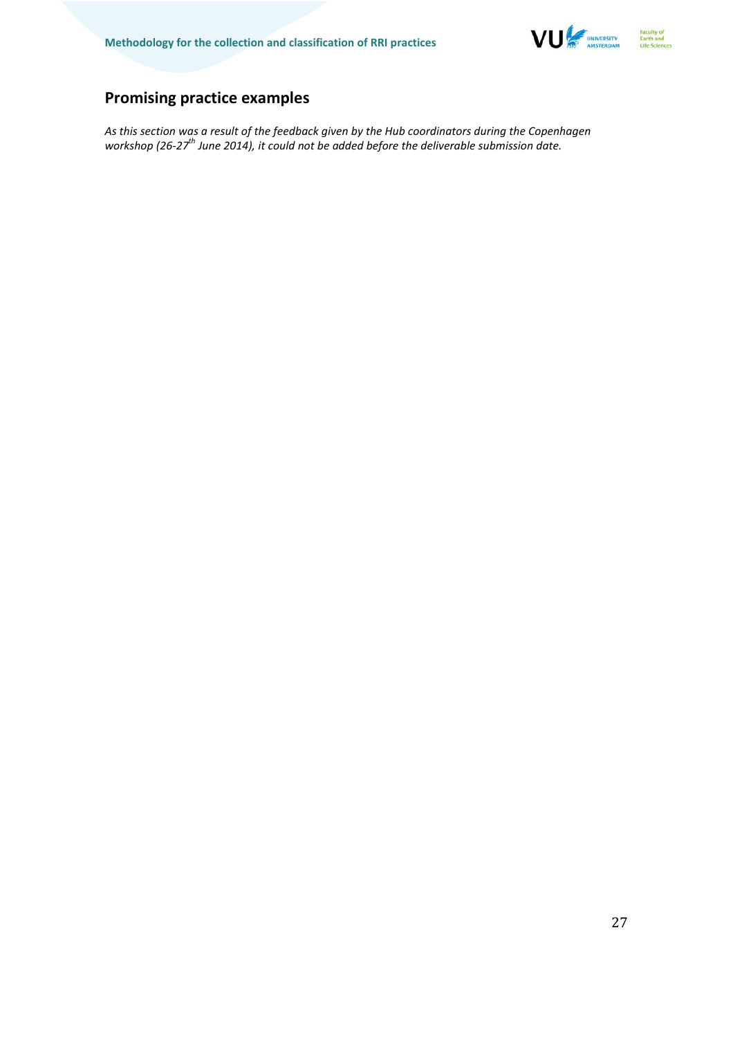## Promising practice examples

*As this section was a result of the feedback given by the Hub coordinators during the Copenhagen workshop (26-27th June 2014), it could not be added before the deliverable submission date.*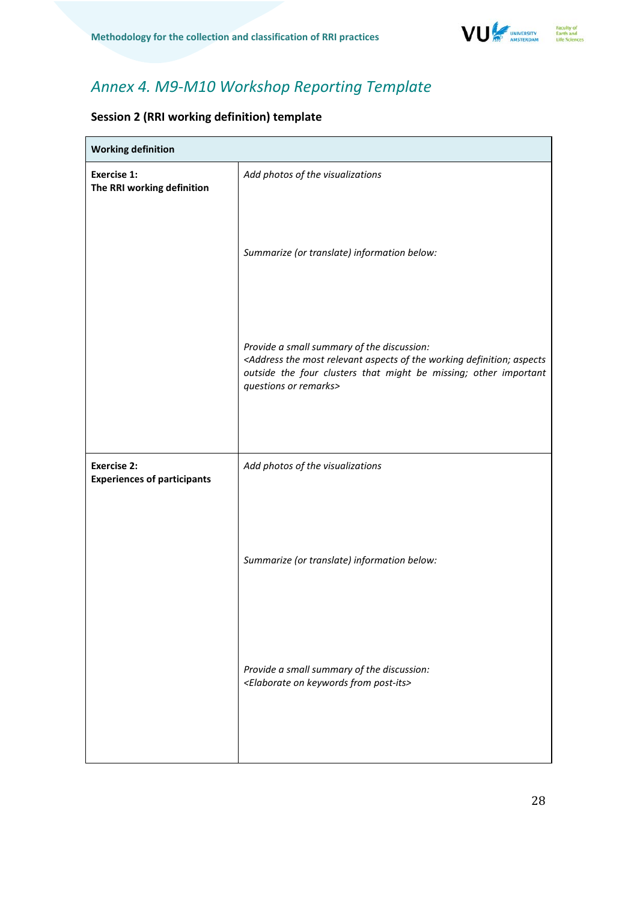## *Annex 4. M9-M10 Workshop Reporting Template*

### Session 2 (RRI working definition) template

| **Working definition** | |
|---|---|
| **Exercise 1:**<br>**The RRI working definition** | *Add photos of the visualizations*<br><br>*Summarize (or translate) information below:*<br><br>*Provide a small summary of the discussion:*<br>*<Address the most relevant aspects of the working definition; aspects outside the four clusters that might be missing; other important questions or remarks>* |
| **Exercise 2:**<br>**Experiences of participants** | *Add photos of the visualizations*<br><br>*Summarize (or translate) information below:*<br><br>*Provide a small summary of the discussion:*<br>*<Elaborate on keywords from post-its>* |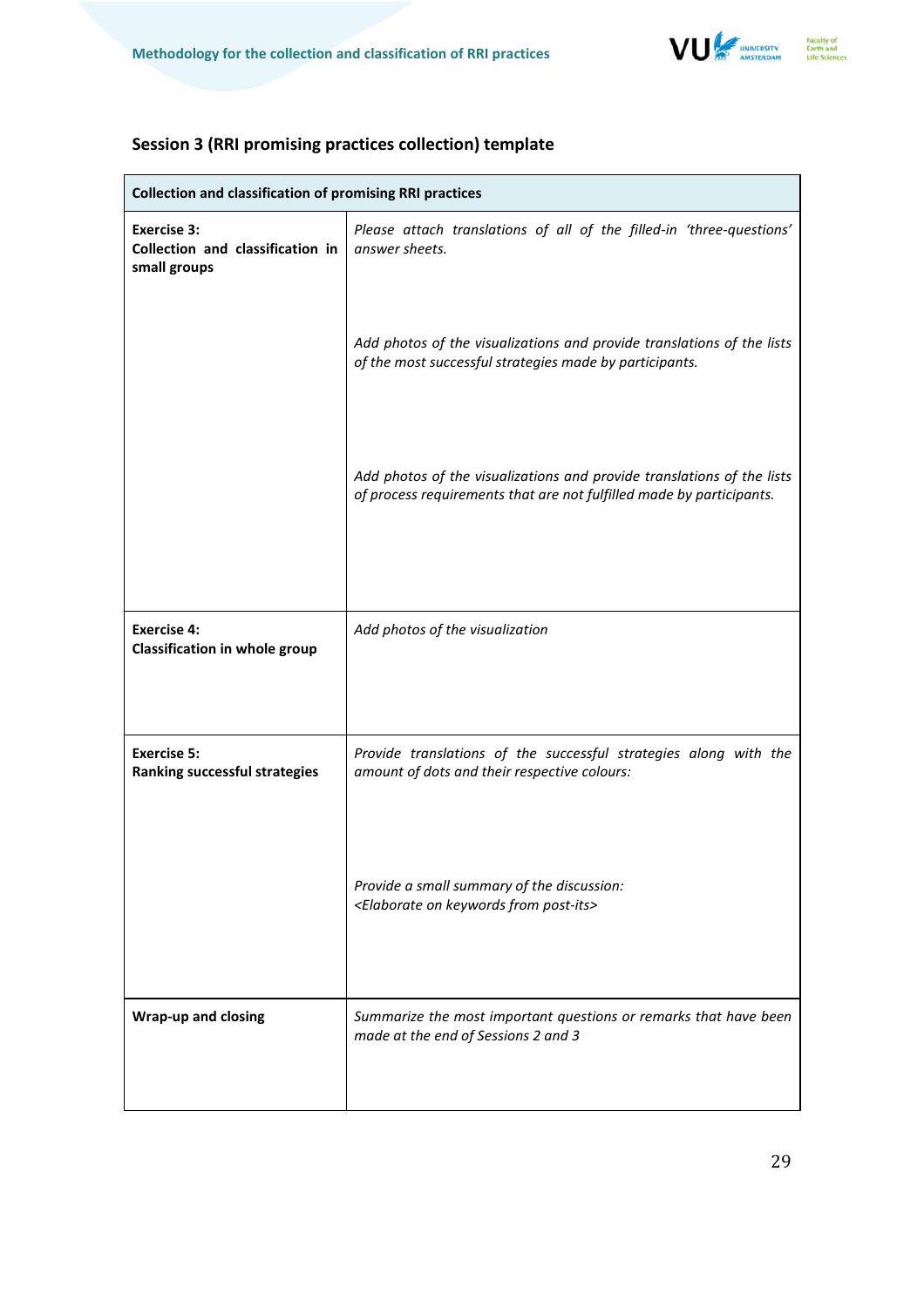## Session 3 (RRI promising practices collection) template

| Collection and classification of promising RRI practices | |
|---|---|
| **Exercise 3:**<br>**Collection and classification in small groups** | *Please attach translations of all of the filled-in 'three-questions' answer sheets.*<br><br>*Add photos of the visualizations and provide translations of the lists of the most successful strategies made by participants.*<br><br>*Add photos of the visualizations and provide translations of the lists of process requirements that are not fulfilled made by participants.* |
| **Exercise 4:**<br>**Classification in whole group** | *Add photos of the visualization* |
| **Exercise 5:**<br>**Ranking successful strategies** | *Provide translations of the successful strategies along with the amount of dots and their respective colours:*<br><br>*Provide a small summary of the discussion:*<br>*<Elaborate on keywords from post-its>* |
| **Wrap-up and closing** | *Summarize the most important questions or remarks that have been made at the end of Sessions 2 and 3* |